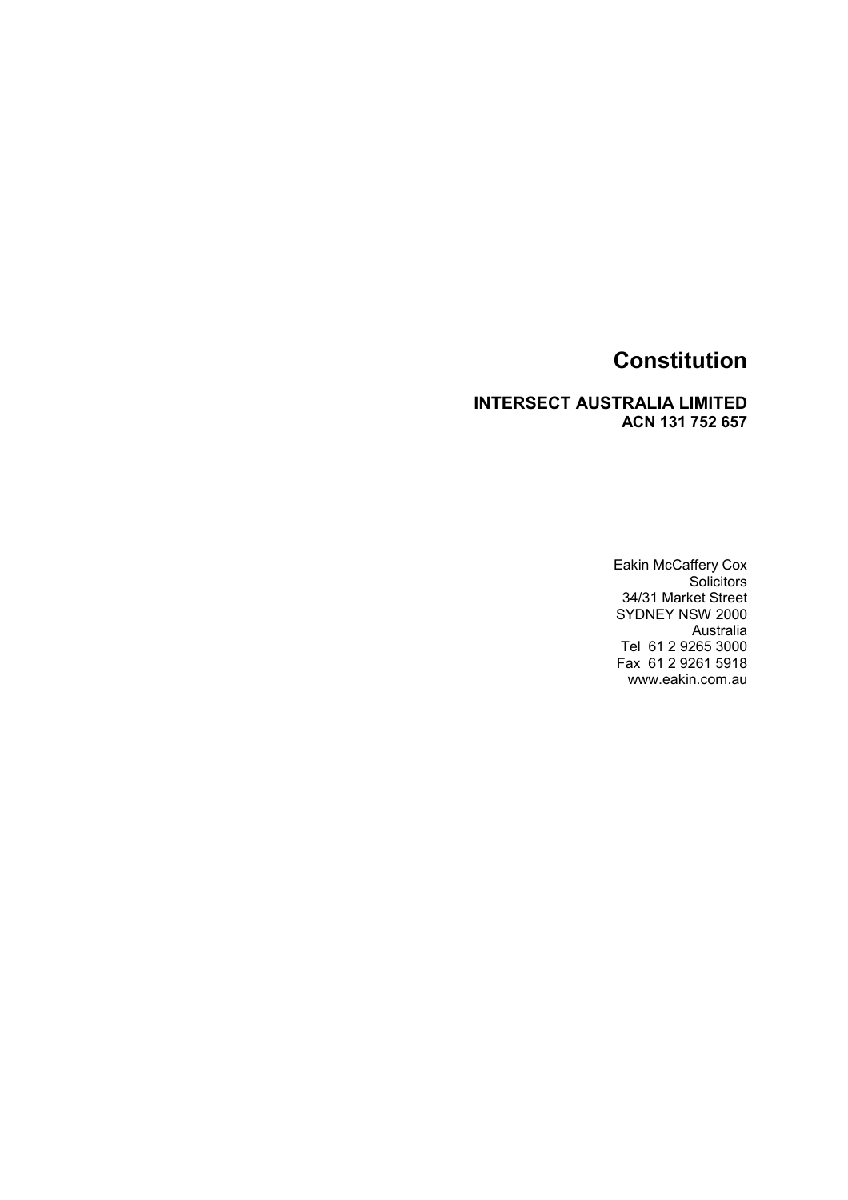# Constitution

**INTERSECT AUSTRALIA LIMITED**
**ACN 131 752 657**

Eakin McCaffery Cox
Solicitors
34/31 Market Street
SYDNEY NSW 2000
Australia
Tel 61 2 9265 3000
Fax 61 2 9261 5918
www.eakin.com.au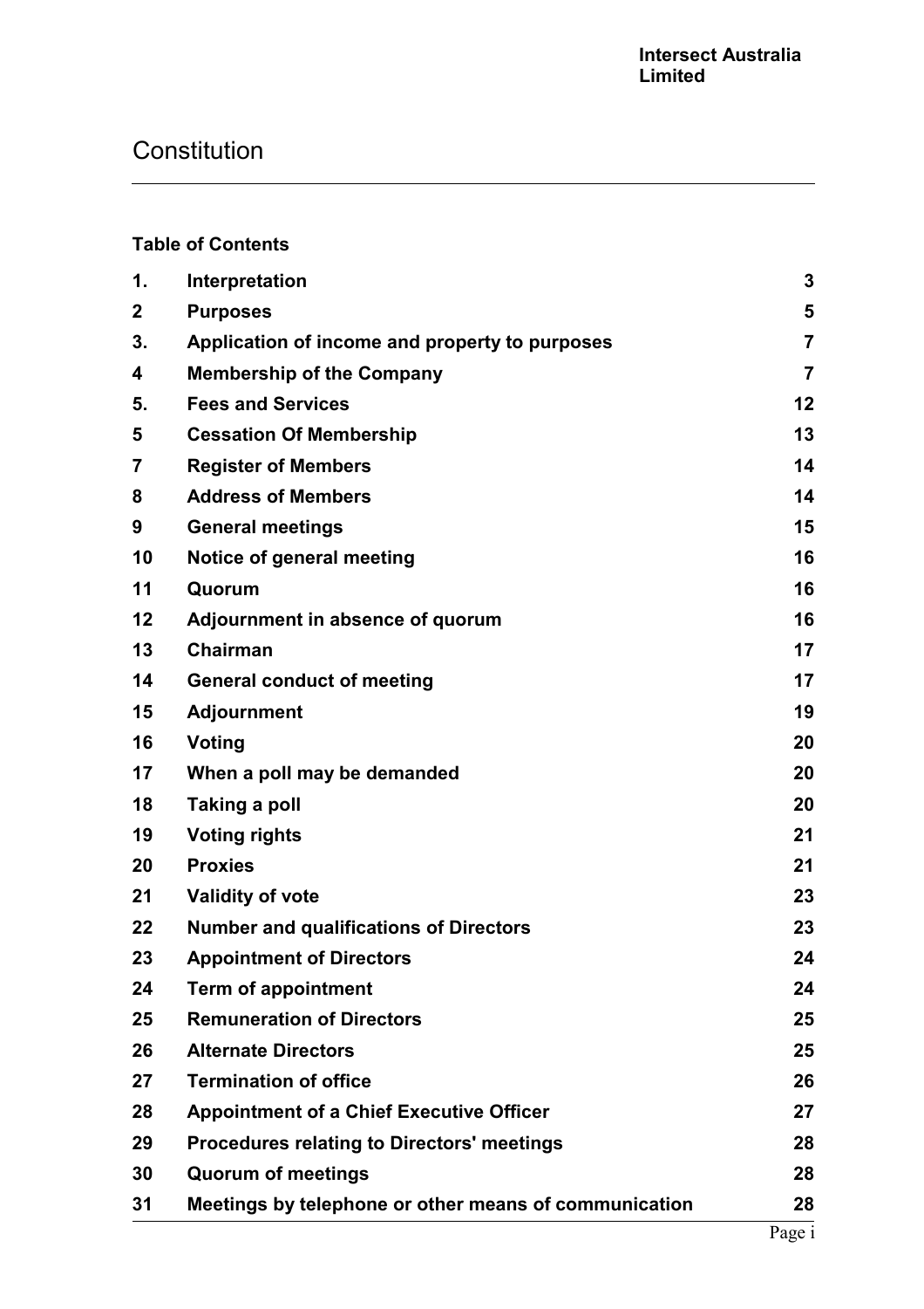**Intersect Australia Limited**

# Constitution

**Table of Contents**

| | | |
|---|---|---|
| **1.** | **Interpretation** | **3** |
| **2** | **Purposes** | **5** |
| **3.** | **Application of income and property to purposes** | **7** |
| **4** | **Membership of the Company** | **7** |
| **5.** | **Fees and Services** | **12** |
| **5** | **Cessation Of Membership** | **13** |
| **7** | **Register of Members** | **14** |
| **8** | **Address of Members** | **14** |
| **9** | **General meetings** | **15** |
| **10** | **Notice of general meeting** | **16** |
| **11** | **Quorum** | **16** |
| **12** | **Adjournment in absence of quorum** | **16** |
| **13** | **Chairman** | **17** |
| **14** | **General conduct of meeting** | **17** |
| **15** | **Adjournment** | **19** |
| **16** | **Voting** | **20** |
| **17** | **When a poll may be demanded** | **20** |
| **18** | **Taking a poll** | **20** |
| **19** | **Voting rights** | **21** |
| **20** | **Proxies** | **21** |
| **21** | **Validity of vote** | **23** |
| **22** | **Number and qualifications of Directors** | **23** |
| **23** | **Appointment of Directors** | **24** |
| **24** | **Term of appointment** | **24** |
| **25** | **Remuneration of Directors** | **25** |
| **26** | **Alternate Directors** | **25** |
| **27** | **Termination of office** | **26** |
| **28** | **Appointment of a Chief Executive Officer** | **27** |
| **29** | **Procedures relating to Directors' meetings** | **28** |
| **30** | **Quorum of meetings** | **28** |
| **31** | **Meetings by telephone or other means of communication** | **28** |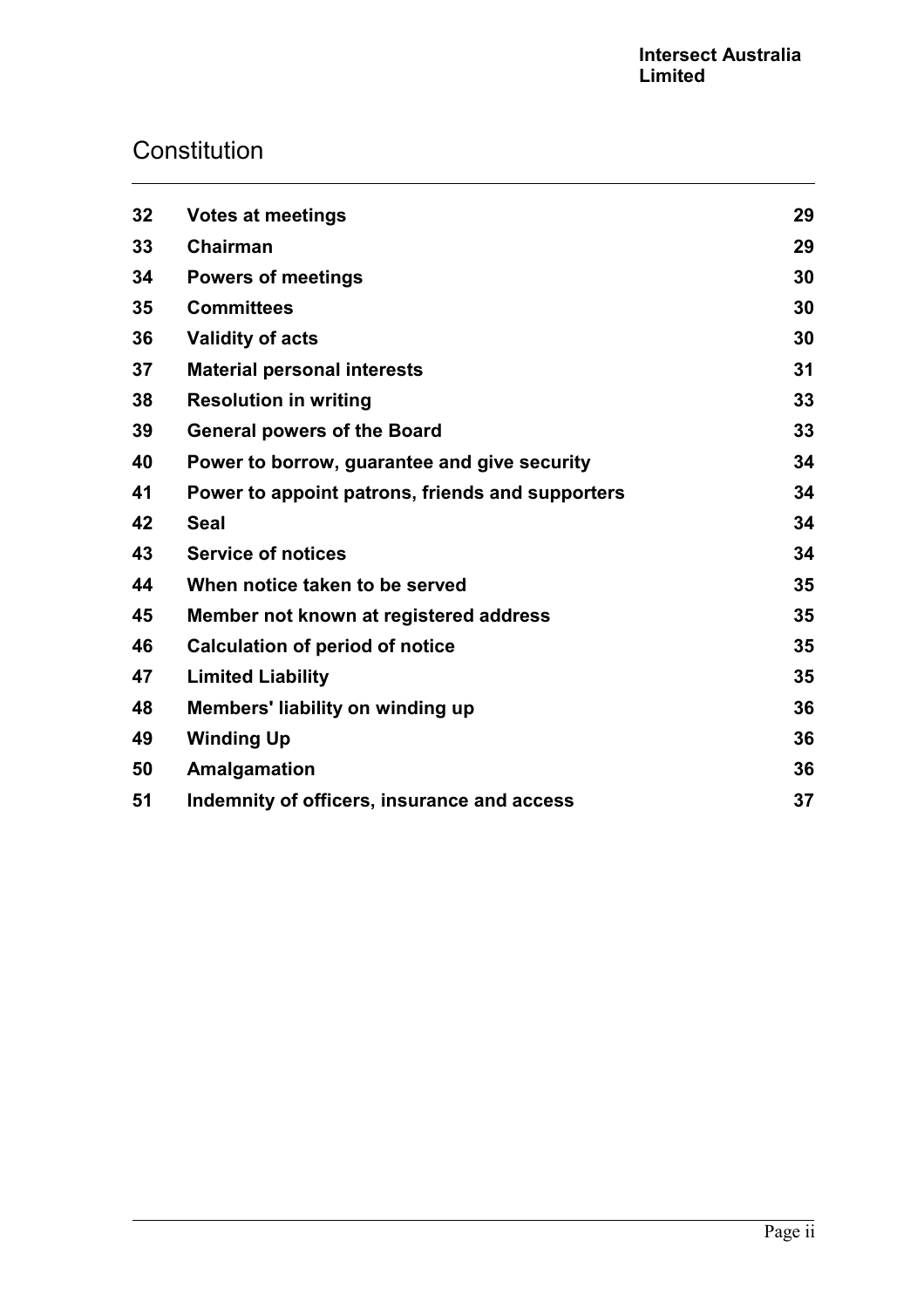# Constitution

| | | |
|---|---|---|
| 32 | **Votes at meetings** | 29 |
| 33 | **Chairman** | 29 |
| 34 | **Powers of meetings** | 30 |
| 35 | **Committees** | 30 |
| 36 | **Validity of acts** | 30 |
| 37 | **Material personal interests** | 31 |
| 38 | **Resolution in writing** | 33 |
| 39 | **General powers of the Board** | 33 |
| 40 | **Power to borrow, guarantee and give security** | 34 |
| 41 | **Power to appoint patrons, friends and supporters** | 34 |
| 42 | **Seal** | 34 |
| 43 | **Service of notices** | 34 |
| 44 | **When notice taken to be served** | 35 |
| 45 | **Member not known at registered address** | 35 |
| 46 | **Calculation of period of notice** | 35 |
| 47 | **Limited Liability** | 35 |
| 48 | **Members' liability on winding up** | 36 |
| 49 | **Winding Up** | 36 |
| 50 | **Amalgamation** | 36 |
| 51 | **Indemnity of officers, insurance and access** | 37 |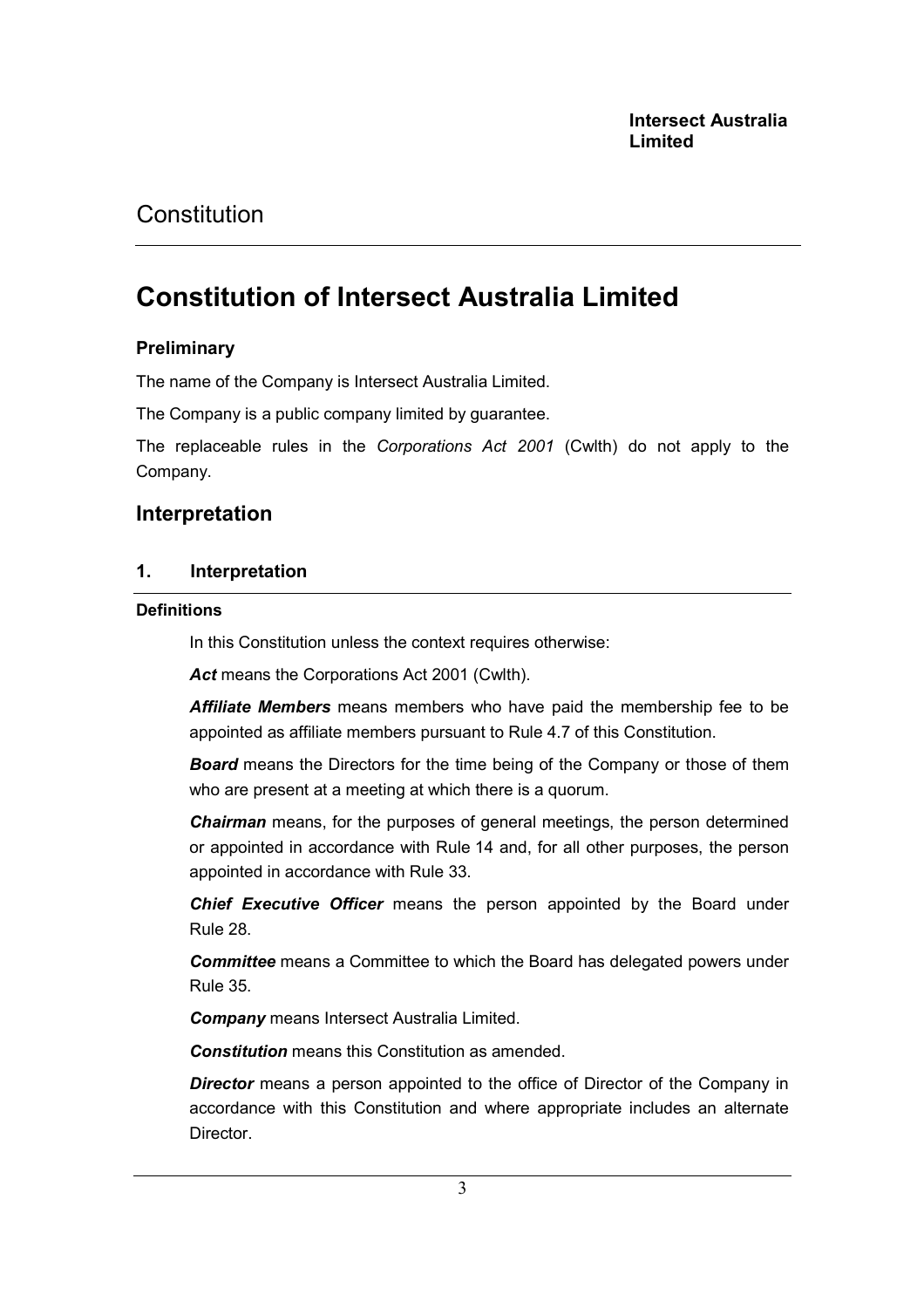**Intersect Australia Limited**

# Constitution

# Constitution of Intersect Australia Limited

### Preliminary

The name of the Company is Intersect Australia Limited.

The Company is a public company limited by guarantee.

The replaceable rules in the *Corporations Act 2001* (Cwlth) do not apply to the Company.

## Interpretation

### 1. Interpretation

#### Definitions

In this Constitution unless the context requires otherwise:

***Act*** means the Corporations Act 2001 (Cwlth).

***Affiliate Members*** means members who have paid the membership fee to be appointed as affiliate members pursuant to Rule 4.7 of this Constitution.

***Board*** means the Directors for the time being of the Company or those of them who are present at a meeting at which there is a quorum.

***Chairman*** means, for the purposes of general meetings, the person determined or appointed in accordance with Rule 14 and, for all other purposes, the person appointed in accordance with Rule 33.

***Chief Executive Officer*** means the person appointed by the Board under Rule 28.

***Committee*** means a Committee to which the Board has delegated powers under Rule 35.

***Company*** means Intersect Australia Limited.

***Constitution*** means this Constitution as amended.

***Director*** means a person appointed to the office of Director of the Company in accordance with this Constitution and where appropriate includes an alternate Director.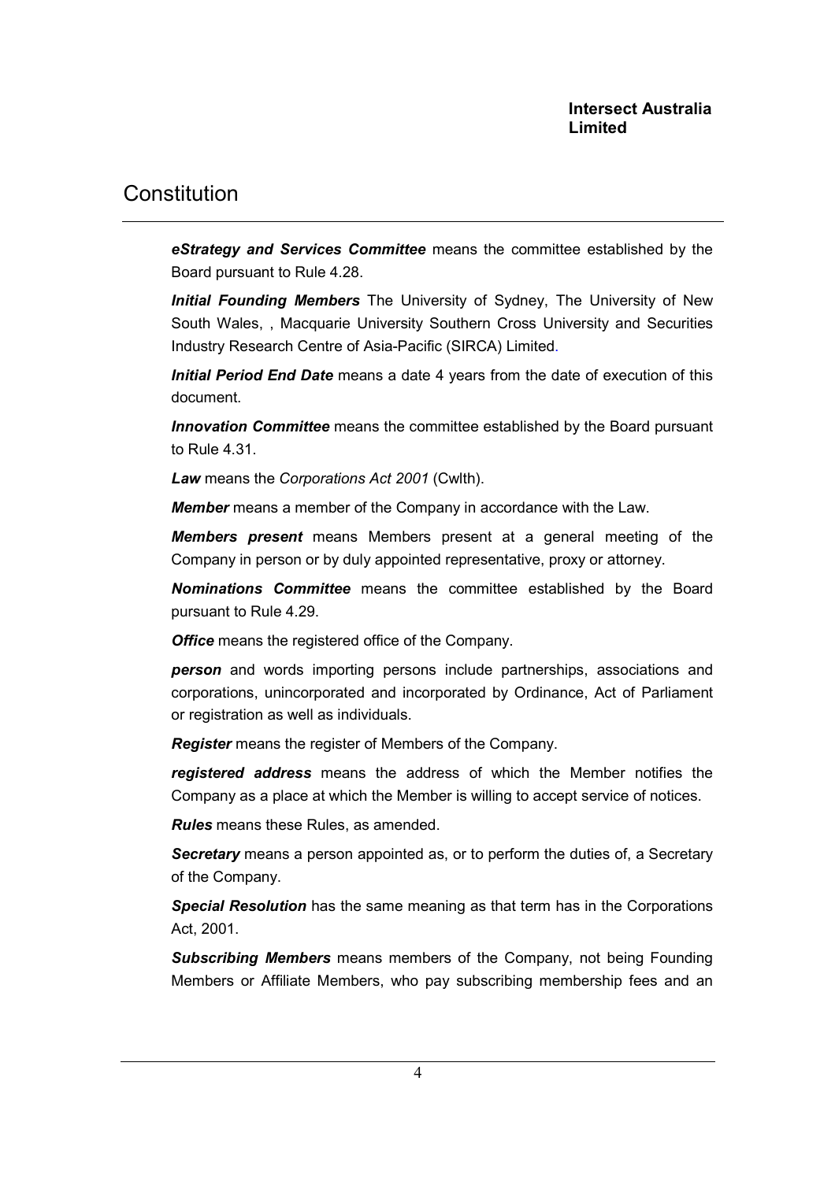***eStrategy and Services Committee*** means the committee established by the Board pursuant to Rule 4.28.

***Initial Founding Members*** The University of Sydney, The University of New South Wales, , Macquarie University Southern Cross University and Securities Industry Research Centre of Asia-Pacific (SIRCA) Limited.

***Initial Period End Date*** means a date 4 years from the date of execution of this document.

***Innovation Committee*** means the committee established by the Board pursuant to Rule 4.31.

***Law*** means the *Corporations Act 2001* (Cwlth).

***Member*** means a member of the Company in accordance with the Law.

***Members present*** means Members present at a general meeting of the Company in person or by duly appointed representative, proxy or attorney.

***Nominations Committee*** means the committee established by the Board pursuant to Rule 4.29.

***Office*** means the registered office of the Company.

***person*** and words importing persons include partnerships, associations and corporations, unincorporated and incorporated by Ordinance, Act of Parliament or registration as well as individuals.

***Register*** means the register of Members of the Company.

***registered address*** means the address of which the Member notifies the Company as a place at which the Member is willing to accept service of notices.

***Rules*** means these Rules, as amended.

***Secretary*** means a person appointed as, or to perform the duties of, a Secretary of the Company.

***Special Resolution*** has the same meaning as that term has in the Corporations Act, 2001.

***Subscribing Members*** means members of the Company, not being Founding Members or Affiliate Members, who pay subscribing membership fees and an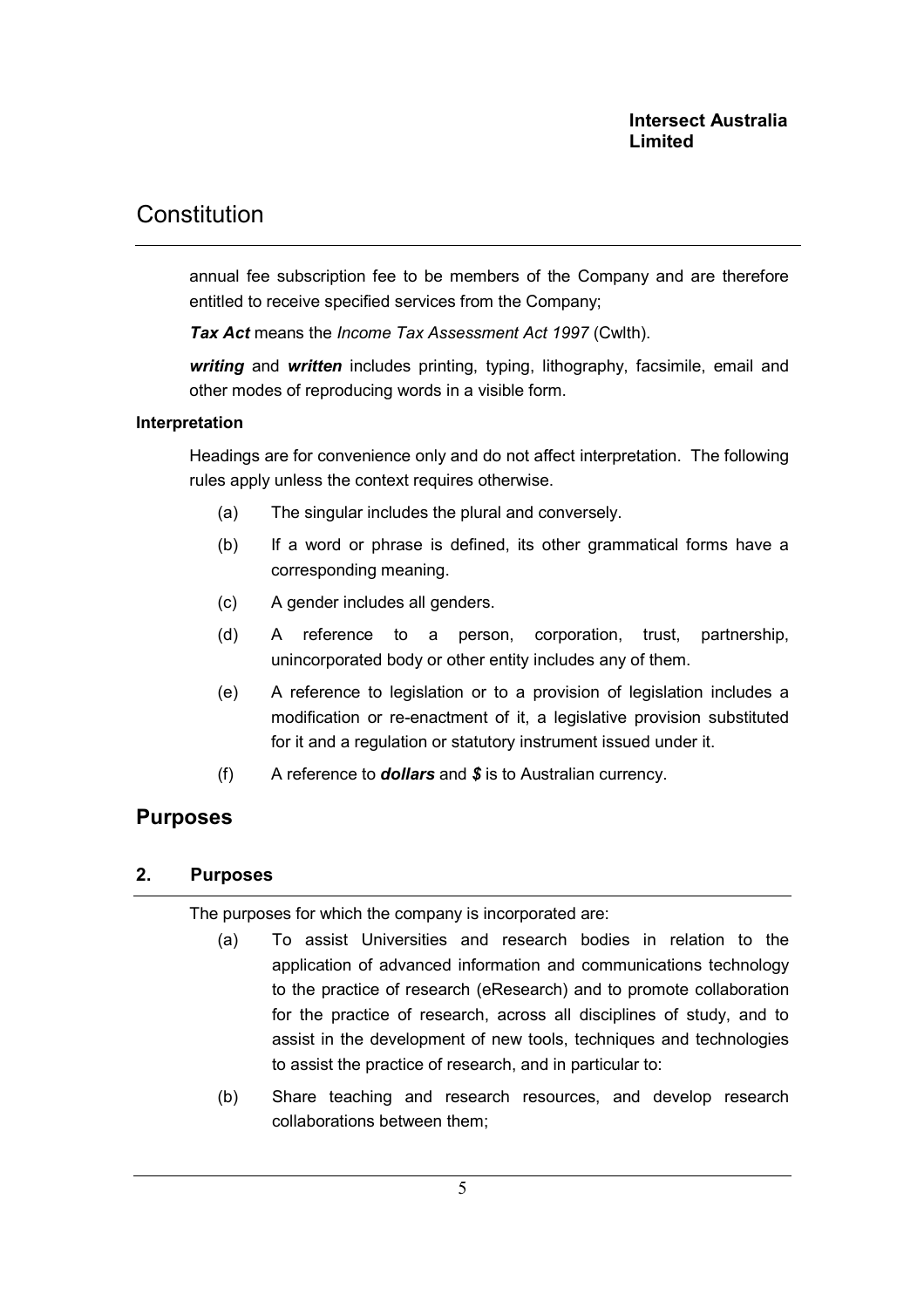annual fee subscription fee to be members of the Company and are therefore entitled to receive specified services from the Company;

***Tax Act*** means the *Income Tax Assessment Act 1997* (Cwlth).

***writing*** and ***written*** includes printing, typing, lithography, facsimile, email and other modes of reproducing words in a visible form.

**Interpretation**

Headings are for convenience only and do not affect interpretation. The following rules apply unless the context requires otherwise.

(a) The singular includes the plural and conversely.

(b) If a word or phrase is defined, its other grammatical forms have a corresponding meaning.

(c) A gender includes all genders.

(d) A reference to a person, corporation, trust, partnership, unincorporated body or other entity includes any of them.

(e) A reference to legislation or to a provision of legislation includes a modification or re-enactment of it, a legislative provision substituted for it and a regulation or statutory instrument issued under it.

(f) A reference to ***dollars*** and ***$*** is to Australian currency.

# Purposes

## 2. Purposes

The purposes for which the company is incorporated are:

(a) To assist Universities and research bodies in relation to the application of advanced information and communications technology to the practice of research (eResearch) and to promote collaboration for the practice of research, across all disciplines of study, and to assist in the development of new tools, techniques and technologies to assist the practice of research, and in particular to:

(b) Share teaching and research resources, and develop research collaborations between them;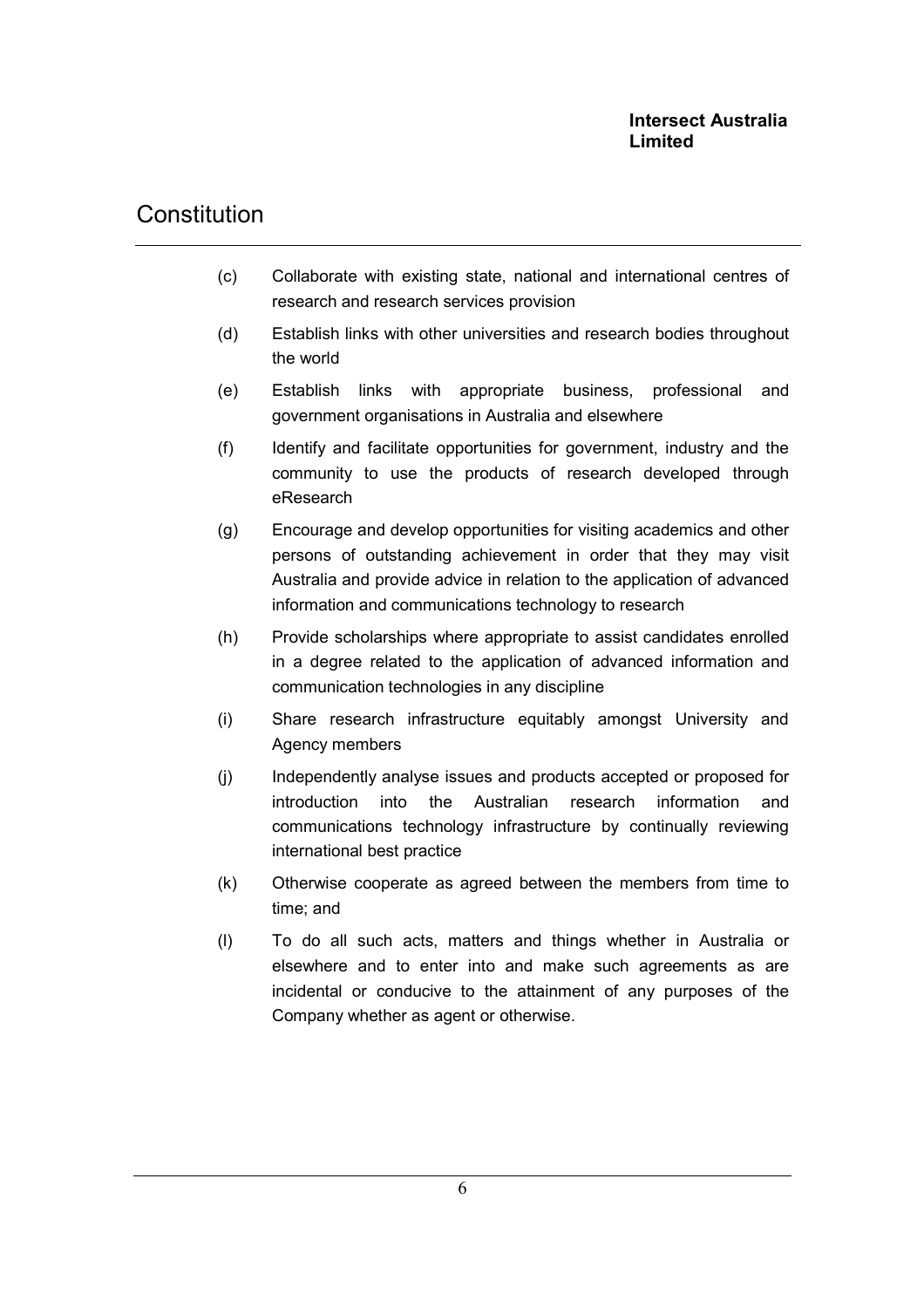(c) Collaborate with existing state, national and international centres of research and research services provision

(d) Establish links with other universities and research bodies throughout the world

(e) Establish links with appropriate business, professional and government organisations in Australia and elsewhere

(f) Identify and facilitate opportunities for government, industry and the community to use the products of research developed through eResearch

(g) Encourage and develop opportunities for visiting academics and other persons of outstanding achievement in order that they may visit Australia and provide advice in relation to the application of advanced information and communications technology to research

(h) Provide scholarships where appropriate to assist candidates enrolled in a degree related to the application of advanced information and communication technologies in any discipline

(i) Share research infrastructure equitably amongst University and Agency members

(j) Independently analyse issues and products accepted or proposed for introduction into the Australian research information and communications technology infrastructure by continually reviewing international best practice

(k) Otherwise cooperate as agreed between the members from time to time; and

(l) To do all such acts, matters and things whether in Australia or elsewhere and to enter into and make such agreements as are incidental or conducive to the attainment of any purposes of the Company whether as agent or otherwise.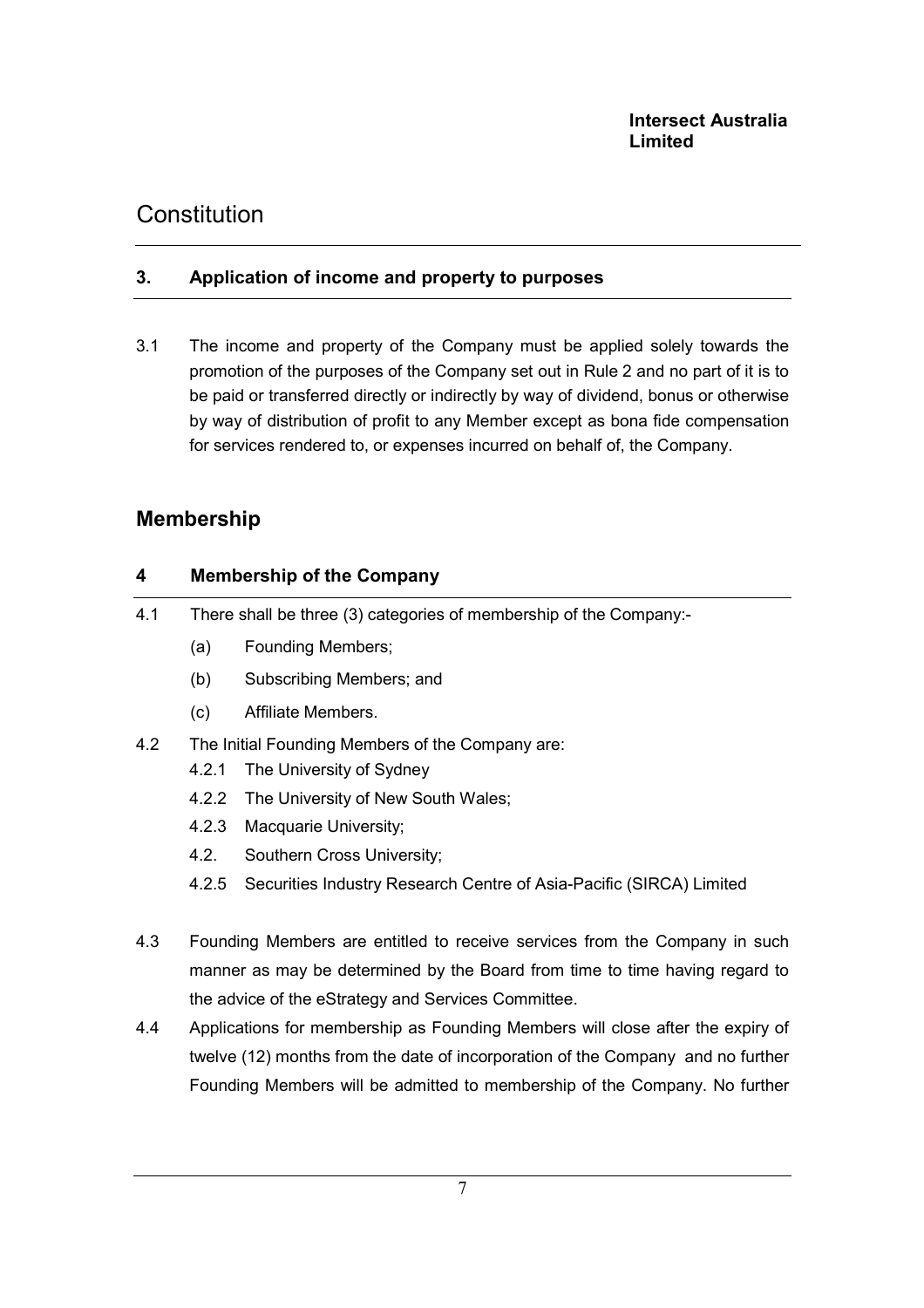# Constitution

## 3. Application of income and property to purposes

3.1 The income and property of the Company must be applied solely towards the promotion of the purposes of the Company set out in Rule 2 and no part of it is to be paid or transferred directly or indirectly by way of dividend, bonus or otherwise by way of distribution of profit to any Member except as bona fide compensation for services rendered to, or expenses incurred on behalf of, the Company.

## Membership

### 4 Membership of the Company

4.1 There shall be three (3) categories of membership of the Company:-

(a) Founding Members;

(b) Subscribing Members; and

(c) Affiliate Members.

4.2 The Initial Founding Members of the Company are:

4.2.1 The University of Sydney

4.2.2 The University of New South Wales;

4.2.3 Macquarie University;

4.2. Southern Cross University;

4.2.5 Securities Industry Research Centre of Asia-Pacific (SIRCA) Limited

4.3 Founding Members are entitled to receive services from the Company in such manner as may be determined by the Board from time to time having regard to the advice of the eStrategy and Services Committee.

4.4 Applications for membership as Founding Members will close after the expiry of twelve (12) months from the date of incorporation of the Company and no further Founding Members will be admitted to membership of the Company. No further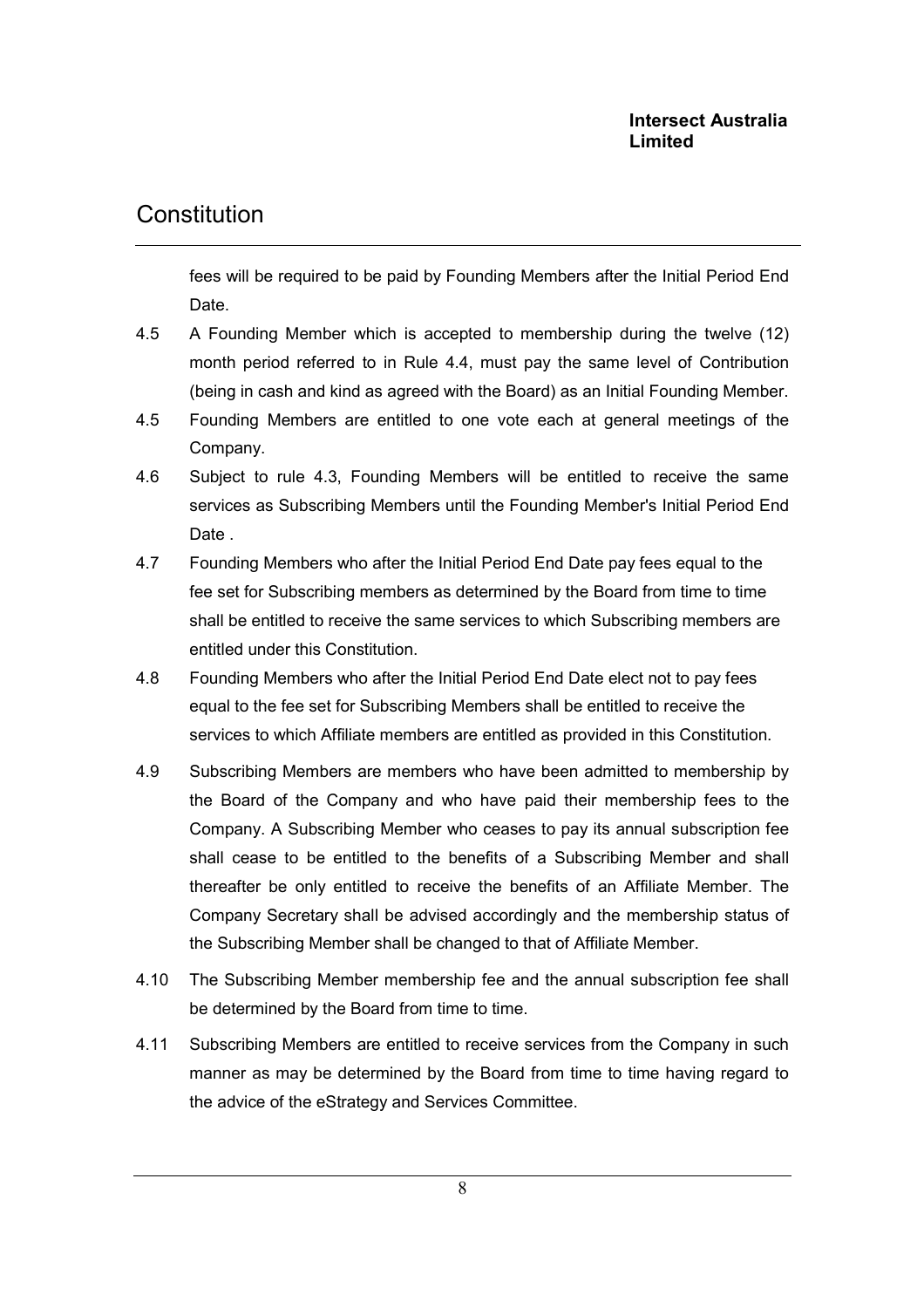fees will be required to be paid by Founding Members after the Initial Period End Date.

4.5 A Founding Member which is accepted to membership during the twelve (12) month period referred to in Rule 4.4, must pay the same level of Contribution (being in cash and kind as agreed with the Board) as an Initial Founding Member.

4.5 Founding Members are entitled to one vote each at general meetings of the Company.

4.6 Subject to rule 4.3, Founding Members will be entitled to receive the same services as Subscribing Members until the Founding Member's Initial Period End Date .

4.7 Founding Members who after the Initial Period End Date pay fees equal to the fee set for Subscribing members as determined by the Board from time to time shall be entitled to receive the same services to which Subscribing members are entitled under this Constitution.

4.8 Founding Members who after the Initial Period End Date elect not to pay fees equal to the fee set for Subscribing Members shall be entitled to receive the services to which Affiliate members are entitled as provided in this Constitution.

4.9 Subscribing Members are members who have been admitted to membership by the Board of the Company and who have paid their membership fees to the Company. A Subscribing Member who ceases to pay its annual subscription fee shall cease to be entitled to the benefits of a Subscribing Member and shall thereafter be only entitled to receive the benefits of an Affiliate Member. The Company Secretary shall be advised accordingly and the membership status of the Subscribing Member shall be changed to that of Affiliate Member.

4.10 The Subscribing Member membership fee and the annual subscription fee shall be determined by the Board from time to time.

4.11 Subscribing Members are entitled to receive services from the Company in such manner as may be determined by the Board from time to time having regard to the advice of the eStrategy and Services Committee.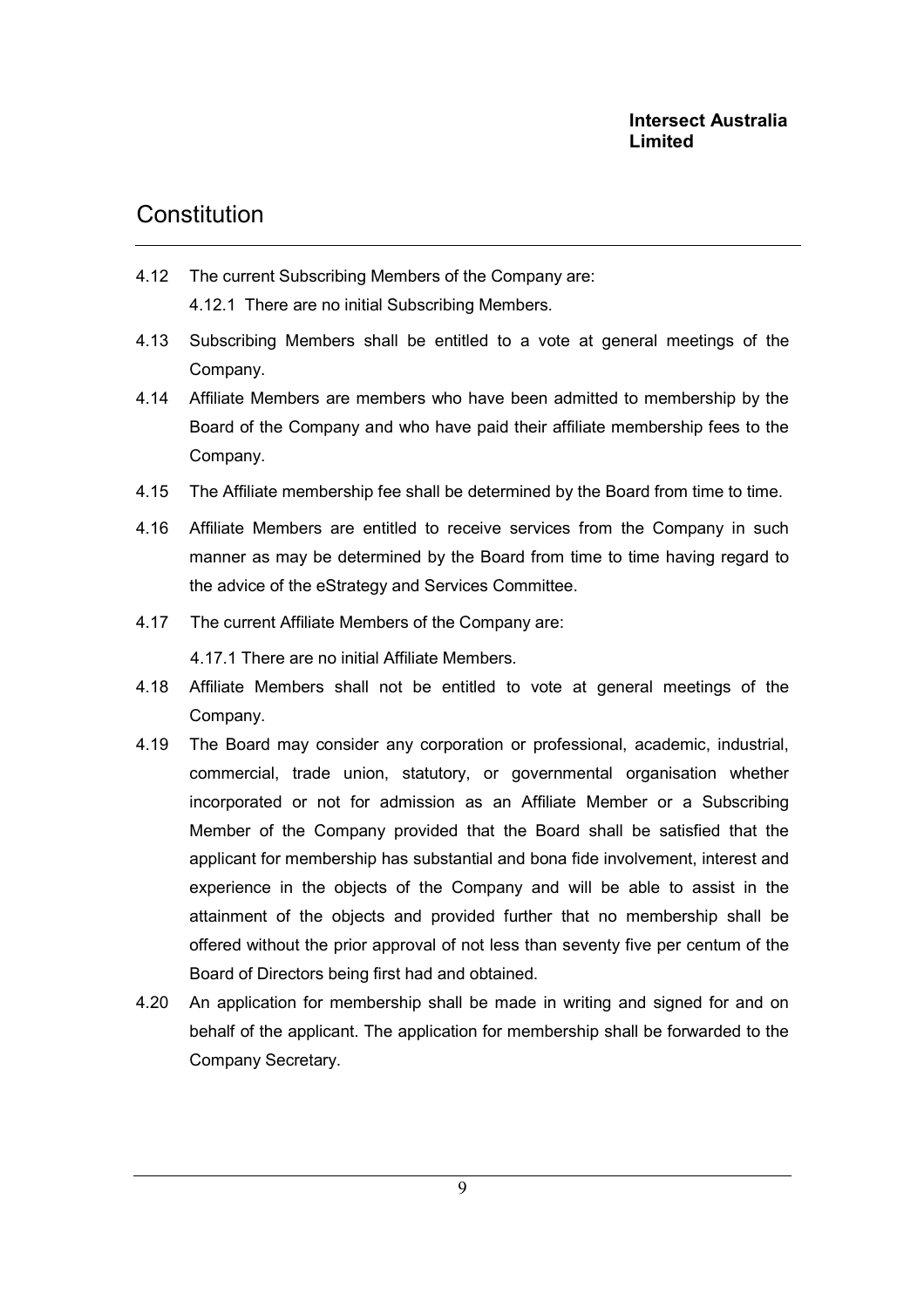4.12 The current Subscribing Members of the Company are:

4.12.1 There are no initial Subscribing Members.

4.13 Subscribing Members shall be entitled to a vote at general meetings of the Company.

4.14 Affiliate Members are members who have been admitted to membership by the Board of the Company and who have paid their affiliate membership fees to the Company.

4.15 The Affiliate membership fee shall be determined by the Board from time to time.

4.16 Affiliate Members are entitled to receive services from the Company in such manner as may be determined by the Board from time to time having regard to the advice of the eStrategy and Services Committee.

4.17 The current Affiliate Members of the Company are:

4.17.1 There are no initial Affiliate Members.

4.18 Affiliate Members shall not be entitled to vote at general meetings of the Company.

4.19 The Board may consider any corporation or professional, academic, industrial, commercial, trade union, statutory, or governmental organisation whether incorporated or not for admission as an Affiliate Member or a Subscribing Member of the Company provided that the Board shall be satisfied that the applicant for membership has substantial and bona fide involvement, interest and experience in the objects of the Company and will be able to assist in the attainment of the objects and provided further that no membership shall be offered without the prior approval of not less than seventy five per centum of the Board of Directors being first had and obtained.

4.20 An application for membership shall be made in writing and signed for and on behalf of the applicant. The application for membership shall be forwarded to the Company Secretary.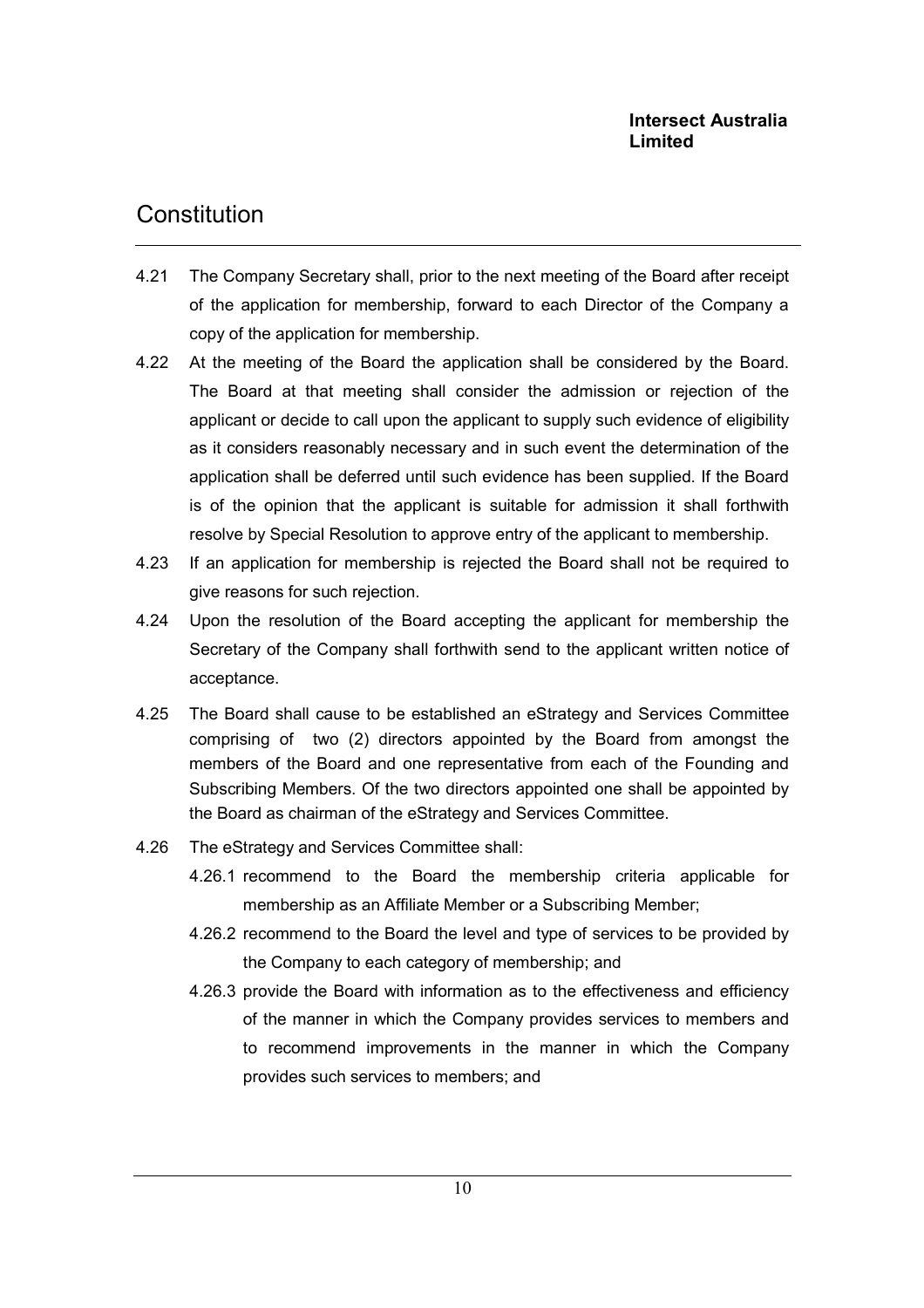4.21 The Company Secretary shall, prior to the next meeting of the Board after receipt of the application for membership, forward to each Director of the Company a copy of the application for membership.

4.22 At the meeting of the Board the application shall be considered by the Board. The Board at that meeting shall consider the admission or rejection of the applicant or decide to call upon the applicant to supply such evidence of eligibility as it considers reasonably necessary and in such event the determination of the application shall be deferred until such evidence has been supplied. If the Board is of the opinion that the applicant is suitable for admission it shall forthwith resolve by Special Resolution to approve entry of the applicant to membership.

4.23 If an application for membership is rejected the Board shall not be required to give reasons for such rejection.

4.24 Upon the resolution of the Board accepting the applicant for membership the Secretary of the Company shall forthwith send to the applicant written notice of acceptance.

4.25 The Board shall cause to be established an eStrategy and Services Committee comprising of two (2) directors appointed by the Board from amongst the members of the Board and one representative from each of the Founding and Subscribing Members. Of the two directors appointed one shall be appointed by the Board as chairman of the eStrategy and Services Committee.

4.26 The eStrategy and Services Committee shall:

4.26.1 recommend to the Board the membership criteria applicable for membership as an Affiliate Member or a Subscribing Member;

4.26.2 recommend to the Board the level and type of services to be provided by the Company to each category of membership; and

4.26.3 provide the Board with information as to the effectiveness and efficiency of the manner in which the Company provides services to members and to recommend improvements in the manner in which the Company provides such services to members; and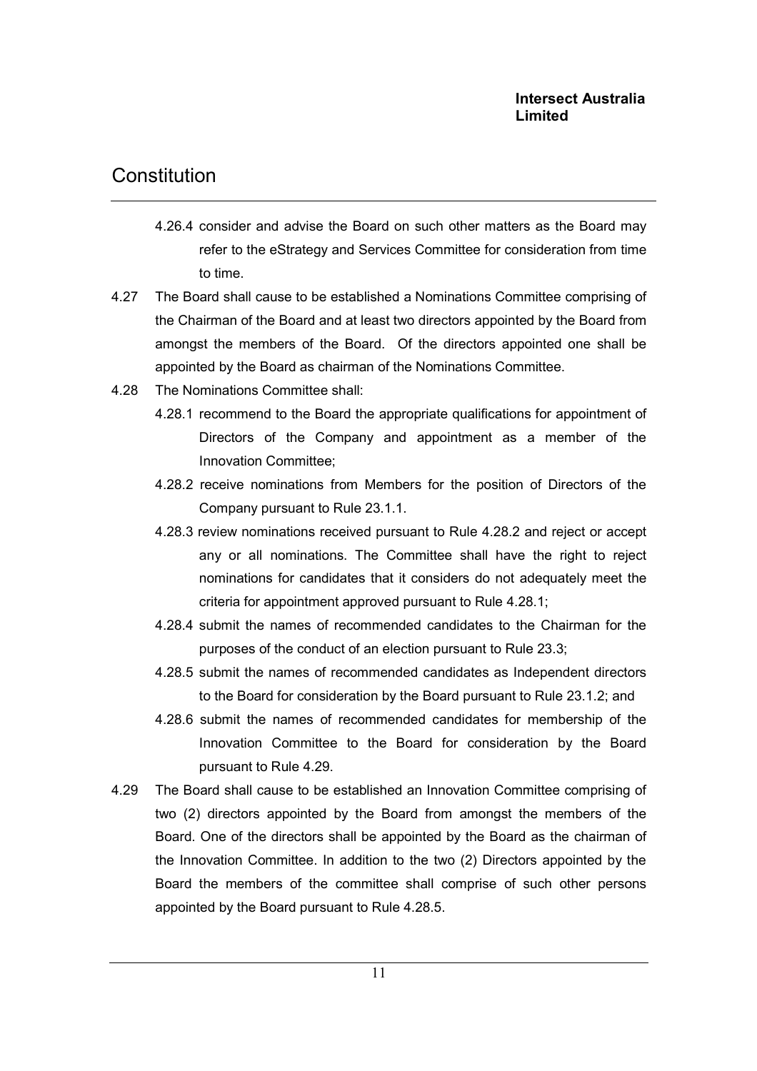4.26.4 consider and advise the Board on such other matters as the Board may refer to the eStrategy and Services Committee for consideration from time to time.

4.27 The Board shall cause to be established a Nominations Committee comprising of the Chairman of the Board and at least two directors appointed by the Board from amongst the members of the Board. Of the directors appointed one shall be appointed by the Board as chairman of the Nominations Committee.

4.28 The Nominations Committee shall:

4.28.1 recommend to the Board the appropriate qualifications for appointment of Directors of the Company and appointment as a member of the Innovation Committee;

4.28.2 receive nominations from Members for the position of Directors of the Company pursuant to Rule 23.1.1.

4.28.3 review nominations received pursuant to Rule 4.28.2 and reject or accept any or all nominations. The Committee shall have the right to reject nominations for candidates that it considers do not adequately meet the criteria for appointment approved pursuant to Rule 4.28.1;

4.28.4 submit the names of recommended candidates to the Chairman for the purposes of the conduct of an election pursuant to Rule 23.3;

4.28.5 submit the names of recommended candidates as Independent directors to the Board for consideration by the Board pursuant to Rule 23.1.2; and

4.28.6 submit the names of recommended candidates for membership of the Innovation Committee to the Board for consideration by the Board pursuant to Rule 4.29.

4.29 The Board shall cause to be established an Innovation Committee comprising of two (2) directors appointed by the Board from amongst the members of the Board. One of the directors shall be appointed by the Board as the chairman of the Innovation Committee. In addition to the two (2) Directors appointed by the Board the members of the committee shall comprise of such other persons appointed by the Board pursuant to Rule 4.28.5.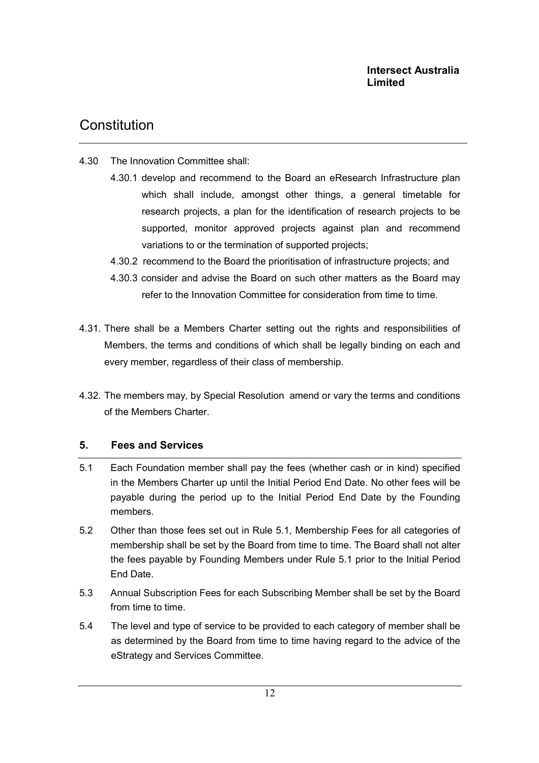4.30 The Innovation Committee shall:

4.30.1 develop and recommend to the Board an eResearch Infrastructure plan which shall include, amongst other things, a general timetable for research projects, a plan for the identification of research projects to be supported, monitor approved projects against plan and recommend variations to or the termination of supported projects;

4.30.2 recommend to the Board the prioritisation of infrastructure projects; and

4.30.3 consider and advise the Board on such other matters as the Board may refer to the Innovation Committee for consideration from time to time.

4.31. There shall be a Members Charter setting out the rights and responsibilities of Members, the terms and conditions of which shall be legally binding on each and every member, regardless of their class of membership.

4.32. The members may, by Special Resolution amend or vary the terms and conditions of the Members Charter.

## 5. Fees and Services

5.1 Each Foundation member shall pay the fees (whether cash or in kind) specified in the Members Charter up until the Initial Period End Date. No other fees will be payable during the period up to the Initial Period End Date by the Founding members.

5.2 Other than those fees set out in Rule 5.1, Membership Fees for all categories of membership shall be set by the Board from time to time. The Board shall not alter the fees payable by Founding Members under Rule 5.1 prior to the Initial Period End Date.

5.3 Annual Subscription Fees for each Subscribing Member shall be set by the Board from time to time.

5.4 The level and type of service to be provided to each category of member shall be as determined by the Board from time to time having regard to the advice of the eStrategy and Services Committee.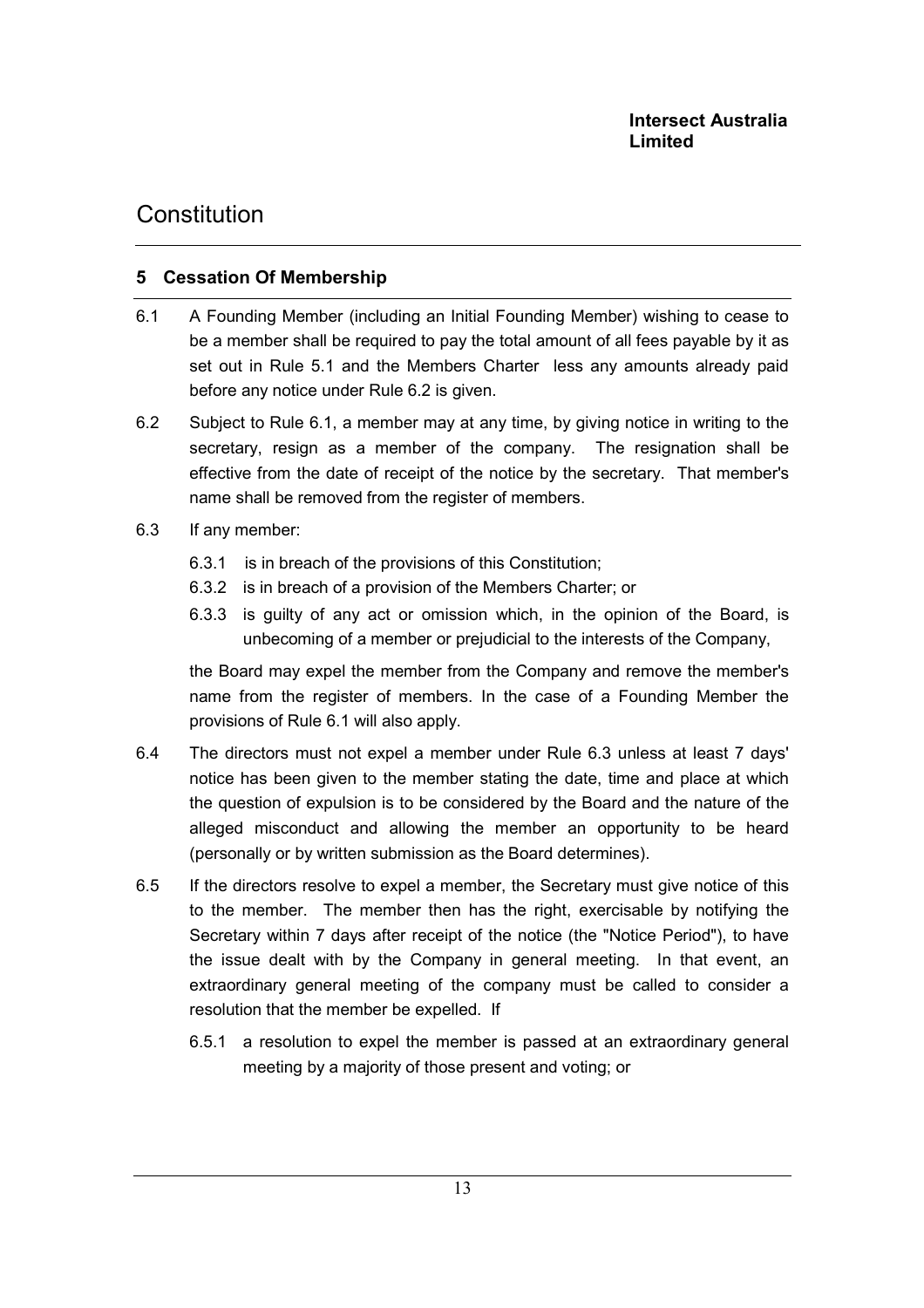## 5 Cessation Of Membership

6.1 A Founding Member (including an Initial Founding Member) wishing to cease to be a member shall be required to pay the total amount of all fees payable by it as set out in Rule 5.1 and the Members Charter less any amounts already paid before any notice under Rule 6.2 is given.

6.2 Subject to Rule 6.1, a member may at any time, by giving notice in writing to the secretary, resign as a member of the company. The resignation shall be effective from the date of receipt of the notice by the secretary. That member's name shall be removed from the register of members.

6.3 If any member:

6.3.1 is in breach of the provisions of this Constitution;

6.3.2 is in breach of a provision of the Members Charter; or

6.3.3 is guilty of any act or omission which, in the opinion of the Board, is unbecoming of a member or prejudicial to the interests of the Company,

the Board may expel the member from the Company and remove the member's name from the register of members. In the case of a Founding Member the provisions of Rule 6.1 will also apply.

6.4 The directors must not expel a member under Rule 6.3 unless at least 7 days' notice has been given to the member stating the date, time and place at which the question of expulsion is to be considered by the Board and the nature of the alleged misconduct and allowing the member an opportunity to be heard (personally or by written submission as the Board determines).

6.5 If the directors resolve to expel a member, the Secretary must give notice of this to the member. The member then has the right, exercisable by notifying the Secretary within 7 days after receipt of the notice (the "Notice Period"), to have the issue dealt with by the Company in general meeting. In that event, an extraordinary general meeting of the company must be called to consider a resolution that the member be expelled. If

6.5.1 a resolution to expel the member is passed at an extraordinary general meeting by a majority of those present and voting; or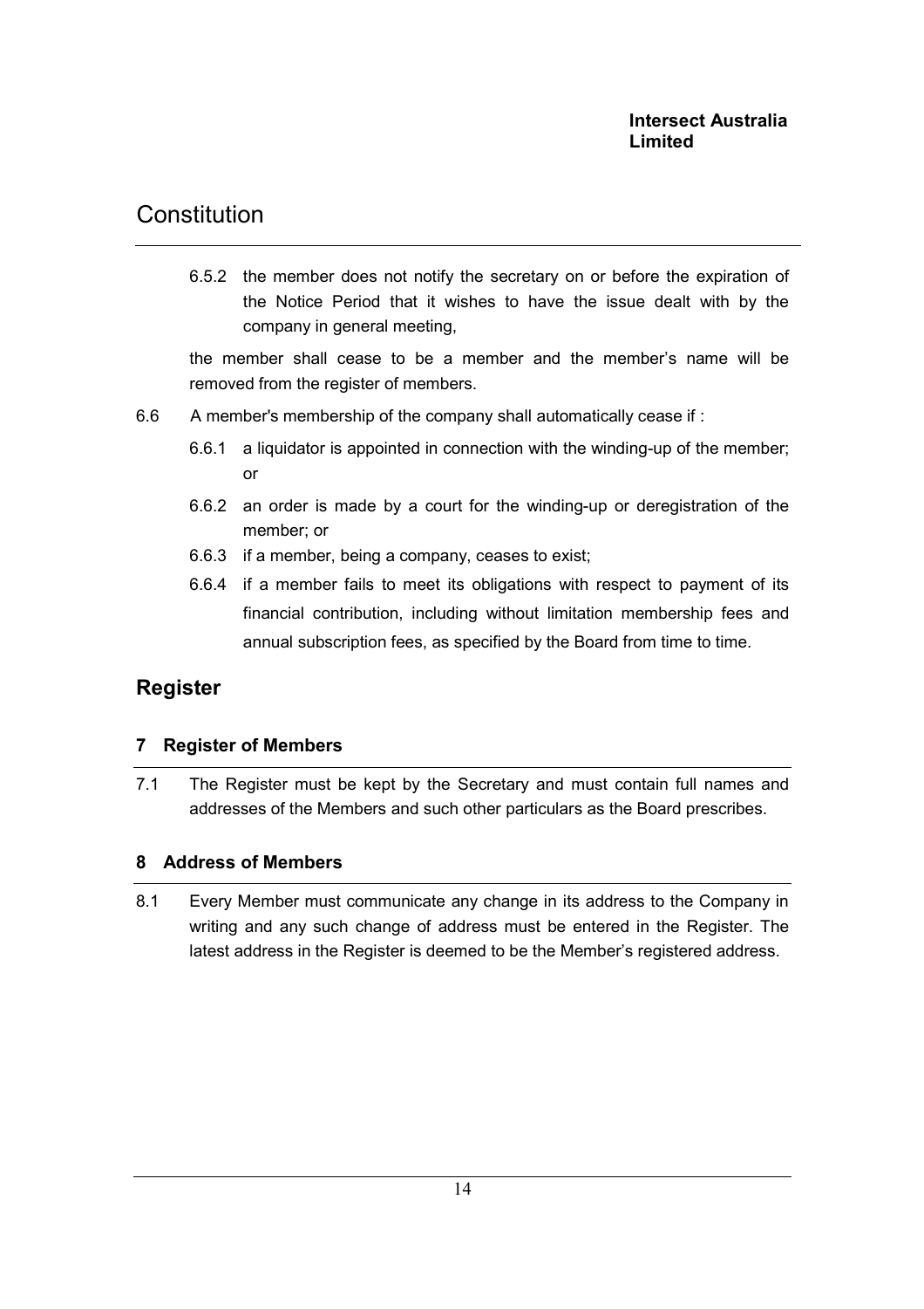6.5.2 the member does not notify the secretary on or before the expiration of the Notice Period that it wishes to have the issue dealt with by the company in general meeting,

the member shall cease to be a member and the member's name will be removed from the register of members.

6.6 A member's membership of the company shall automatically cease if :

6.6.1 a liquidator is appointed in connection with the winding-up of the member; or

6.6.2 an order is made by a court for the winding-up or deregistration of the member; or

6.6.3 if a member, being a company, ceases to exist;

6.6.4 if a member fails to meet its obligations with respect to payment of its financial contribution, including without limitation membership fees and annual subscription fees, as specified by the Board from time to time.

## Register

### 7 Register of Members

7.1 The Register must be kept by the Secretary and must contain full names and addresses of the Members and such other particulars as the Board prescribes.

### 8 Address of Members

8.1 Every Member must communicate any change in its address to the Company in writing and any such change of address must be entered in the Register. The latest address in the Register is deemed to be the Member's registered address.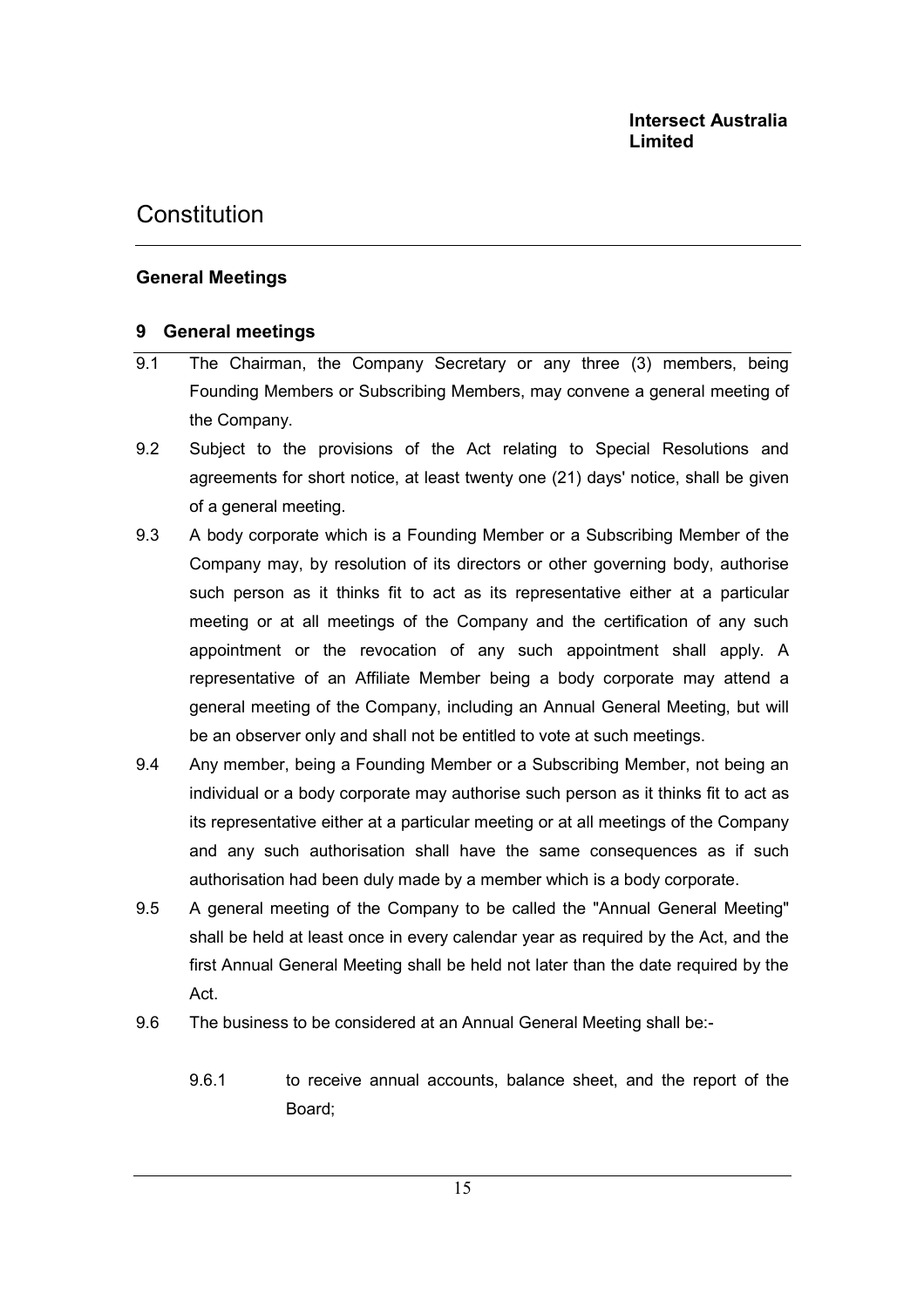## General Meetings

### 9 General meetings

9.1 The Chairman, the Company Secretary or any three (3) members, being Founding Members or Subscribing Members, may convene a general meeting of the Company.

9.2 Subject to the provisions of the Act relating to Special Resolutions and agreements for short notice, at least twenty one (21) days' notice, shall be given of a general meeting.

9.3 A body corporate which is a Founding Member or a Subscribing Member of the Company may, by resolution of its directors or other governing body, authorise such person as it thinks fit to act as its representative either at a particular meeting or at all meetings of the Company and the certification of any such appointment or the revocation of any such appointment shall apply. A representative of an Affiliate Member being a body corporate may attend a general meeting of the Company, including an Annual General Meeting, but will be an observer only and shall not be entitled to vote at such meetings.

9.4 Any member, being a Founding Member or a Subscribing Member, not being an individual or a body corporate may authorise such person as it thinks fit to act as its representative either at a particular meeting or at all meetings of the Company and any such authorisation shall have the same consequences as if such authorisation had been duly made by a member which is a body corporate.

9.5 A general meeting of the Company to be called the "Annual General Meeting" shall be held at least once in every calendar year as required by the Act, and the first Annual General Meeting shall be held not later than the date required by the Act.

9.6 The business to be considered at an Annual General Meeting shall be:-

9.6.1 to receive annual accounts, balance sheet, and the report of the Board;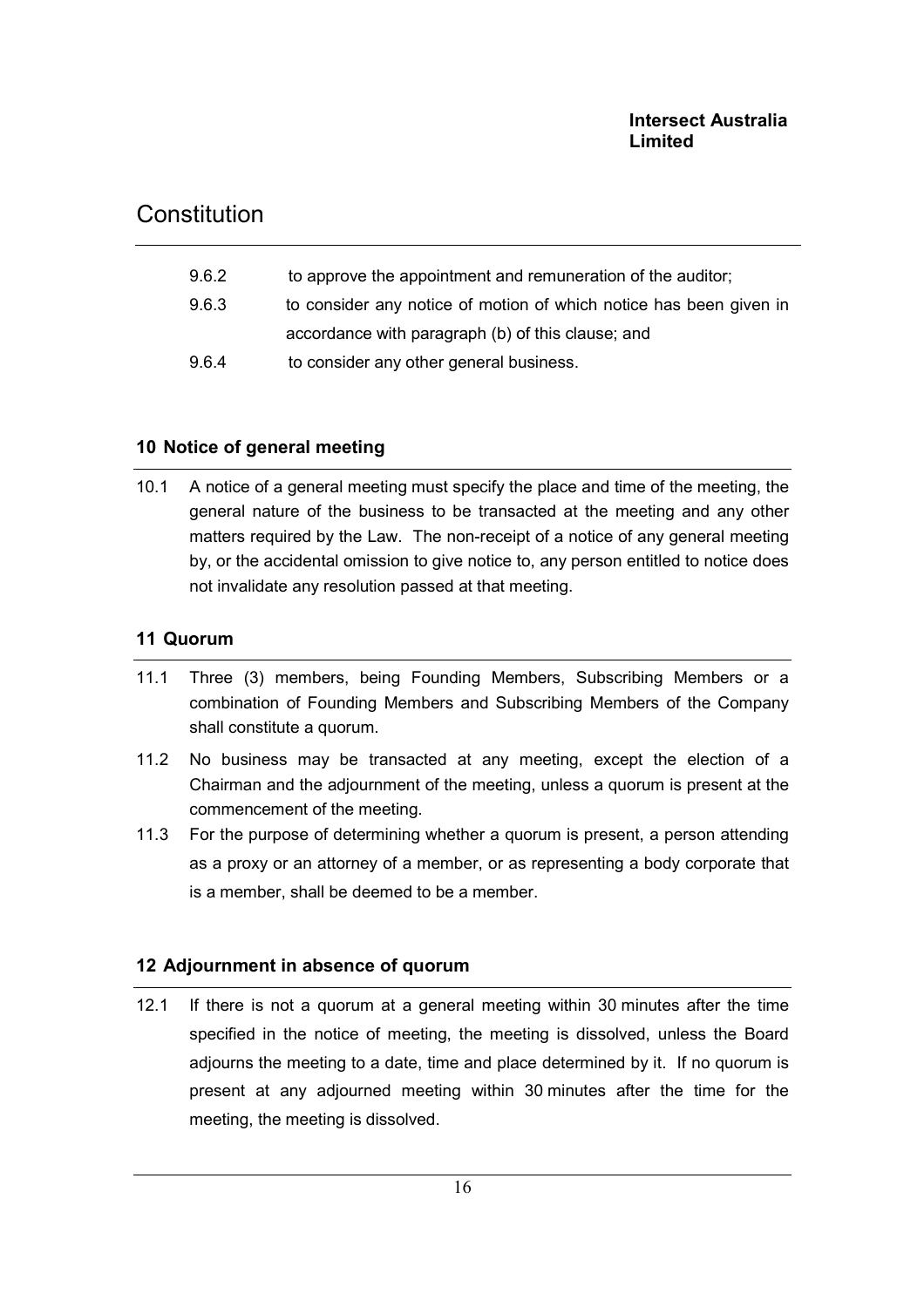9.6.2 to approve the appointment and remuneration of the auditor;

9.6.3 to consider any notice of motion of which notice has been given in accordance with paragraph (b) of this clause; and

9.6.4 to consider any other general business.

## 10 Notice of general meeting

10.1 A notice of a general meeting must specify the place and time of the meeting, the general nature of the business to be transacted at the meeting and any other matters required by the Law. The non-receipt of a notice of any general meeting by, or the accidental omission to give notice to, any person entitled to notice does not invalidate any resolution passed at that meeting.

## 11 Quorum

11.1 Three (3) members, being Founding Members, Subscribing Members or a combination of Founding Members and Subscribing Members of the Company shall constitute a quorum.

11.2 No business may be transacted at any meeting, except the election of a Chairman and the adjournment of the meeting, unless a quorum is present at the commencement of the meeting.

11.3 For the purpose of determining whether a quorum is present, a person attending as a proxy or an attorney of a member, or as representing a body corporate that is a member, shall be deemed to be a member.

## 12 Adjournment in absence of quorum

12.1 If there is not a quorum at a general meeting within 30 minutes after the time specified in the notice of meeting, the meeting is dissolved, unless the Board adjourns the meeting to a date, time and place determined by it. If no quorum is present at any adjourned meeting within 30 minutes after the time for the meeting, the meeting is dissolved.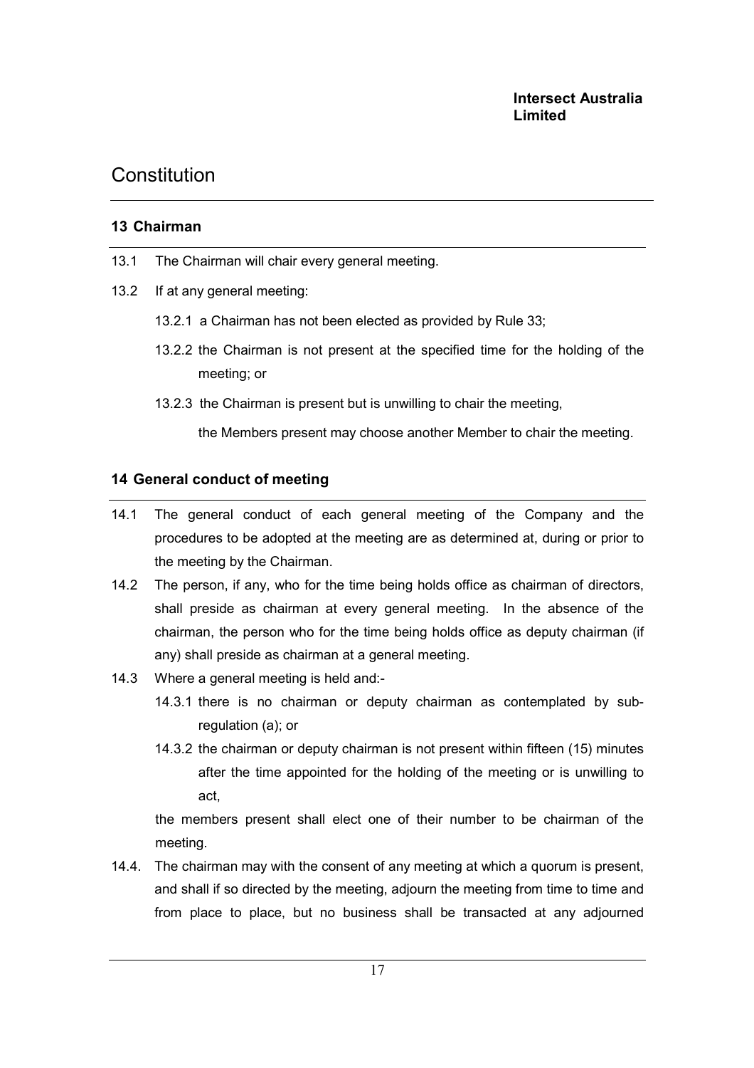## 13 Chairman

13.1 The Chairman will chair every general meeting.

13.2 If at any general meeting:

13.2.1 a Chairman has not been elected as provided by Rule 33;

13.2.2 the Chairman is not present at the specified time for the holding of the meeting; or

13.2.3 the Chairman is present but is unwilling to chair the meeting,

the Members present may choose another Member to chair the meeting.

## 14 General conduct of meeting

14.1 The general conduct of each general meeting of the Company and the procedures to be adopted at the meeting are as determined at, during or prior to the meeting by the Chairman.

14.2 The person, if any, who for the time being holds office as chairman of directors, shall preside as chairman at every general meeting. In the absence of the chairman, the person who for the time being holds office as deputy chairman (if any) shall preside as chairman at a general meeting.

14.3 Where a general meeting is held and:-

14.3.1 there is no chairman or deputy chairman as contemplated by sub-regulation (a); or

14.3.2 the chairman or deputy chairman is not present within fifteen (15) minutes after the time appointed for the holding of the meeting or is unwilling to act,

the members present shall elect one of their number to be chairman of the meeting.

14.4. The chairman may with the consent of any meeting at which a quorum is present, and shall if so directed by the meeting, adjourn the meeting from time to time and from place to place, but no business shall be transacted at any adjourned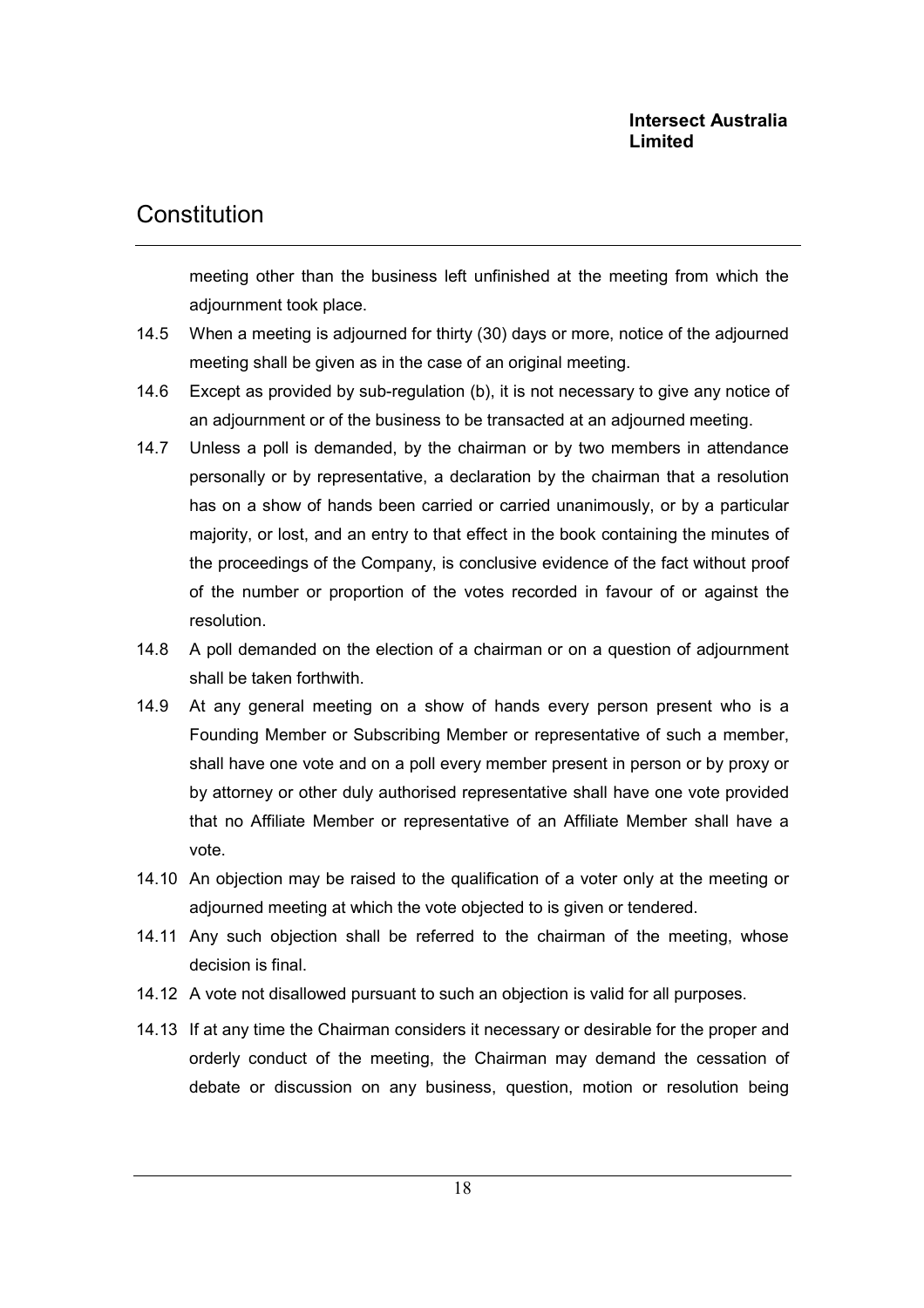meeting other than the business left unfinished at the meeting from which the adjournment took place.

14.5 When a meeting is adjourned for thirty (30) days or more, notice of the adjourned meeting shall be given as in the case of an original meeting.

14.6 Except as provided by sub-regulation (b), it is not necessary to give any notice of an adjournment or of the business to be transacted at an adjourned meeting.

14.7 Unless a poll is demanded, by the chairman or by two members in attendance personally or by representative, a declaration by the chairman that a resolution has on a show of hands been carried or carried unanimously, or by a particular majority, or lost, and an entry to that effect in the book containing the minutes of the proceedings of the Company, is conclusive evidence of the fact without proof of the number or proportion of the votes recorded in favour of or against the resolution.

14.8 A poll demanded on the election of a chairman or on a question of adjournment shall be taken forthwith.

14.9 At any general meeting on a show of hands every person present who is a Founding Member or Subscribing Member or representative of such a member, shall have one vote and on a poll every member present in person or by proxy or by attorney or other duly authorised representative shall have one vote provided that no Affiliate Member or representative of an Affiliate Member shall have a vote.

14.10 An objection may be raised to the qualification of a voter only at the meeting or adjourned meeting at which the vote objected to is given or tendered.

14.11 Any such objection shall be referred to the chairman of the meeting, whose decision is final.

14.12 A vote not disallowed pursuant to such an objection is valid for all purposes.

14.13 If at any time the Chairman considers it necessary or desirable for the proper and orderly conduct of the meeting, the Chairman may demand the cessation of debate or discussion on any business, question, motion or resolution being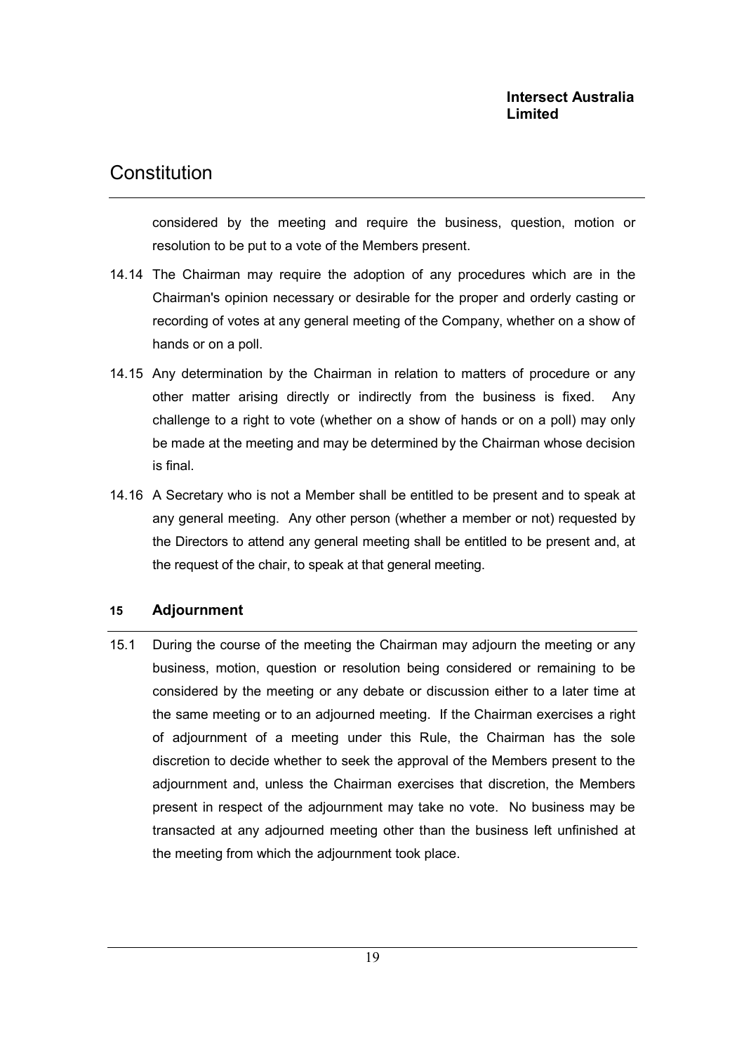considered by the meeting and require the business, question, motion or resolution to be put to a vote of the Members present.

14.14 The Chairman may require the adoption of any procedures which are in the Chairman's opinion necessary or desirable for the proper and orderly casting or recording of votes at any general meeting of the Company, whether on a show of hands or on a poll.

14.15 Any determination by the Chairman in relation to matters of procedure or any other matter arising directly or indirectly from the business is fixed. Any challenge to a right to vote (whether on a show of hands or on a poll) may only be made at the meeting and may be determined by the Chairman whose decision is final.

14.16 A Secretary who is not a Member shall be entitled to be present and to speak at any general meeting. Any other person (whether a member or not) requested by the Directors to attend any general meeting shall be entitled to be present and, at the request of the chair, to speak at that general meeting.

## 15 Adjournment

15.1 During the course of the meeting the Chairman may adjourn the meeting or any business, motion, question or resolution being considered or remaining to be considered by the meeting or any debate or discussion either to a later time at the same meeting or to an adjourned meeting. If the Chairman exercises a right of adjournment of a meeting under this Rule, the Chairman has the sole discretion to decide whether to seek the approval of the Members present to the adjournment and, unless the Chairman exercises that discretion, the Members present in respect of the adjournment may take no vote. No business may be transacted at any adjourned meeting other than the business left unfinished at the meeting from which the adjournment took place.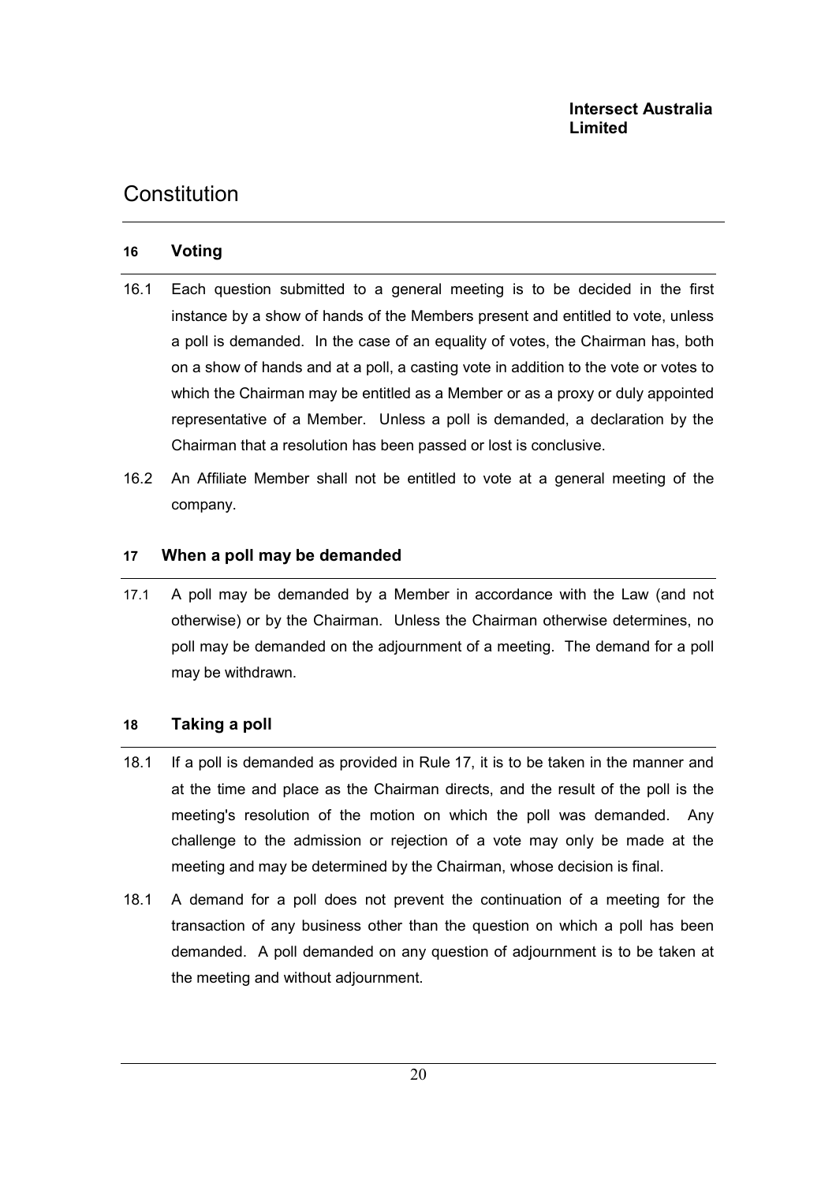## 16 Voting

16.1 Each question submitted to a general meeting is to be decided in the first instance by a show of hands of the Members present and entitled to vote, unless a poll is demanded. In the case of an equality of votes, the Chairman has, both on a show of hands and at a poll, a casting vote in addition to the vote or votes to which the Chairman may be entitled as a Member or as a proxy or duly appointed representative of a Member. Unless a poll is demanded, a declaration by the Chairman that a resolution has been passed or lost is conclusive.

16.2 An Affiliate Member shall not be entitled to vote at a general meeting of the company.

## 17 When a poll may be demanded

17.1 A poll may be demanded by a Member in accordance with the Law (and not otherwise) or by the Chairman. Unless the Chairman otherwise determines, no poll may be demanded on the adjournment of a meeting. The demand for a poll may be withdrawn.

## 18 Taking a poll

18.1 If a poll is demanded as provided in Rule 17, it is to be taken in the manner and at the time and place as the Chairman directs, and the result of the poll is the meeting's resolution of the motion on which the poll was demanded. Any challenge to the admission or rejection of a vote may only be made at the meeting and may be determined by the Chairman, whose decision is final.

18.1 A demand for a poll does not prevent the continuation of a meeting for the transaction of any business other than the question on which a poll has been demanded. A poll demanded on any question of adjournment is to be taken at the meeting and without adjournment.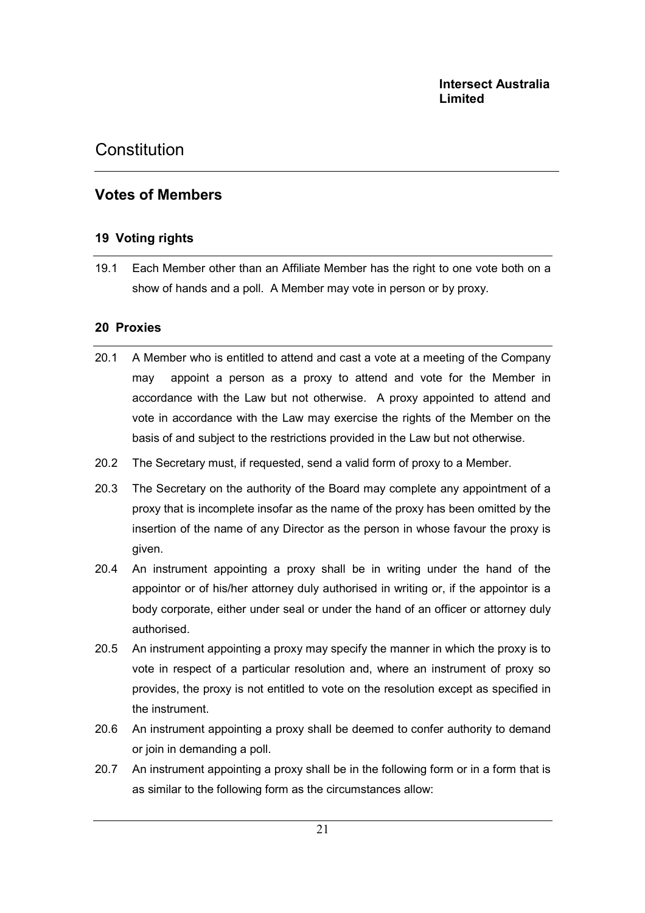## Votes of Members

### 19 Voting rights

19.1 Each Member other than an Affiliate Member has the right to one vote both on a show of hands and a poll. A Member may vote in person or by proxy.

### 20 Proxies

20.1 A Member who is entitled to attend and cast a vote at a meeting of the Company may appoint a person as a proxy to attend and vote for the Member in accordance with the Law but not otherwise. A proxy appointed to attend and vote in accordance with the Law may exercise the rights of the Member on the basis of and subject to the restrictions provided in the Law but not otherwise.

20.2 The Secretary must, if requested, send a valid form of proxy to a Member.

20.3 The Secretary on the authority of the Board may complete any appointment of a proxy that is incomplete insofar as the name of the proxy has been omitted by the insertion of the name of any Director as the person in whose favour the proxy is given.

20.4 An instrument appointing a proxy shall be in writing under the hand of the appointor or of his/her attorney duly authorised in writing or, if the appointor is a body corporate, either under seal or under the hand of an officer or attorney duly authorised.

20.5 An instrument appointing a proxy may specify the manner in which the proxy is to vote in respect of a particular resolution and, where an instrument of proxy so provides, the proxy is not entitled to vote on the resolution except as specified in the instrument.

20.6 An instrument appointing a proxy shall be deemed to confer authority to demand or join in demanding a poll.

20.7 An instrument appointing a proxy shall be in the following form or in a form that is as similar to the following form as the circumstances allow: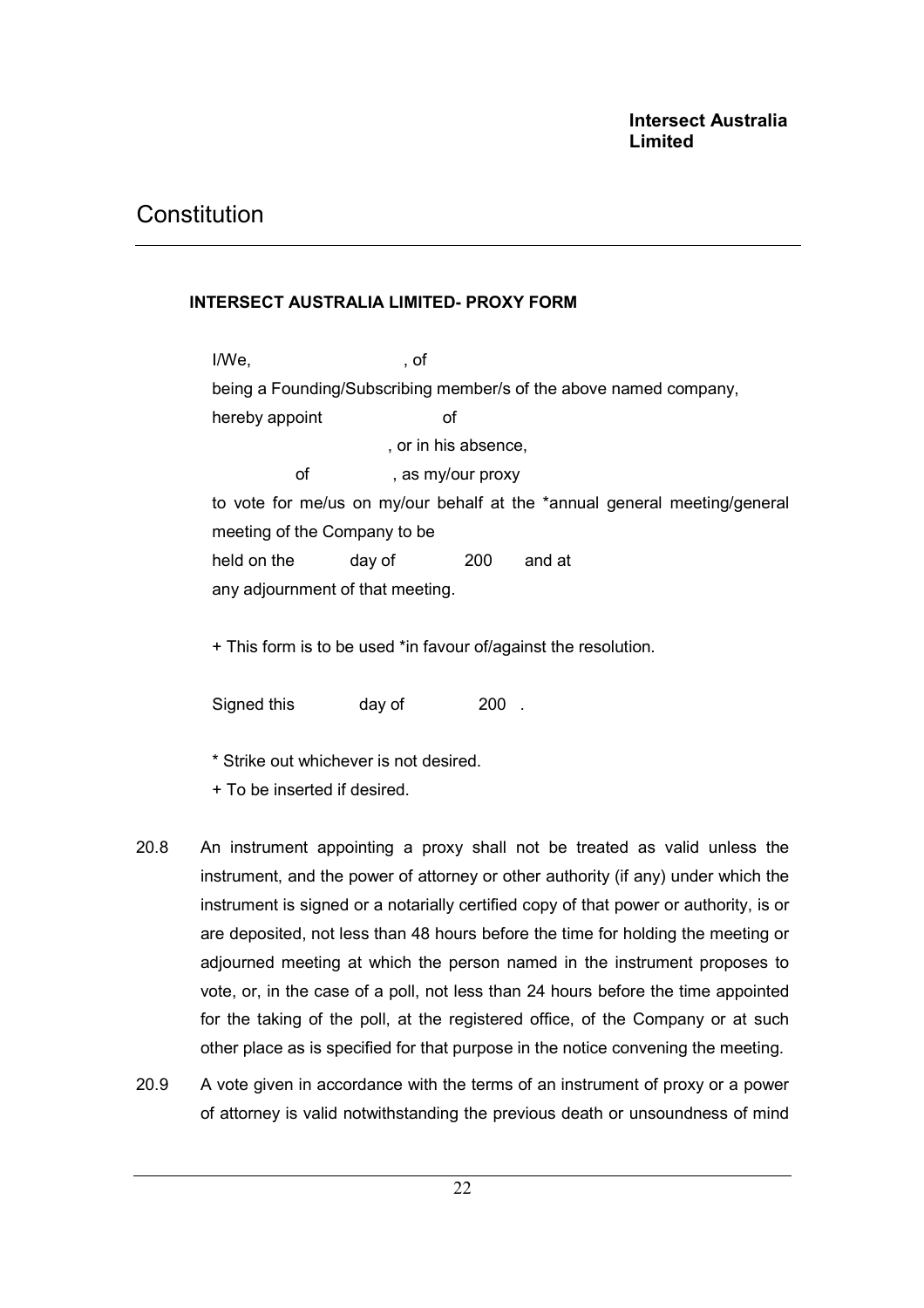**INTERSECT AUSTRALIA LIMITED- PROXY FORM**

I/We, , of

being a Founding/Subscribing member/s of the above named company,

hereby appoint of

, or in his absence,

of , as my/our proxy

to vote for me/us on my/our behalf at the *annual general meeting/general meeting of the Company to be

held on the day of 200 and at

any adjournment of that meeting.

+ This form is to be used *in favour of/against the resolution.

Signed this day of 200 .

* Strike out whichever is not desired.

+ To be inserted if desired.

20.8 An instrument appointing a proxy shall not be treated as valid unless the instrument, and the power of attorney or other authority (if any) under which the instrument is signed or a notarially certified copy of that power or authority, is or are deposited, not less than 48 hours before the time for holding the meeting or adjourned meeting at which the person named in the instrument proposes to vote, or, in the case of a poll, not less than 24 hours before the time appointed for the taking of the poll, at the registered office, of the Company or at such other place as is specified for that purpose in the notice convening the meeting.

20.9 A vote given in accordance with the terms of an instrument of proxy or a power of attorney is valid notwithstanding the previous death or unsoundness of mind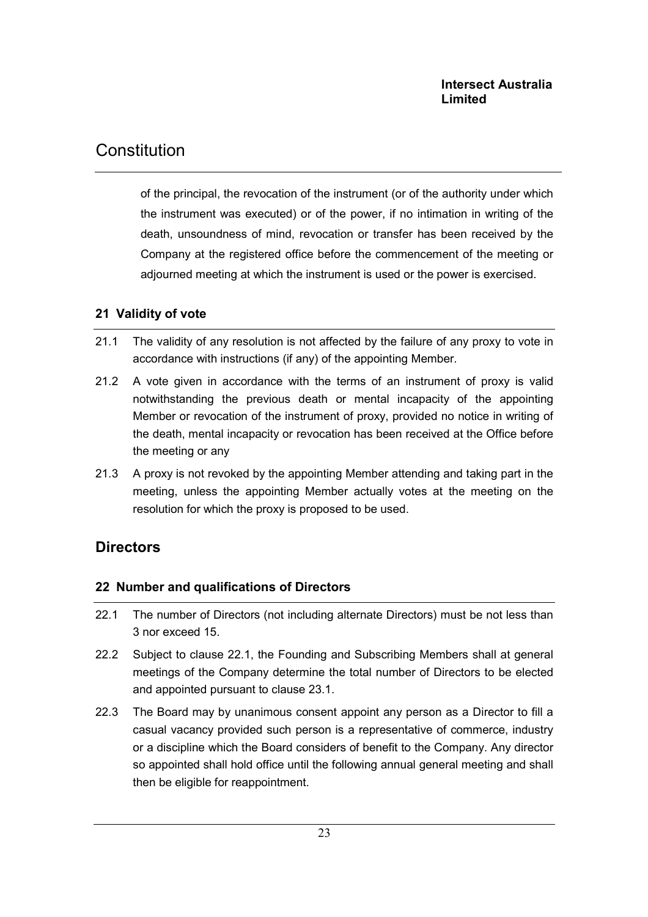of the principal, the revocation of the instrument (or of the authority under which the instrument was executed) or of the power, if no intimation in writing of the death, unsoundness of mind, revocation or transfer has been received by the Company at the registered office before the commencement of the meeting or adjourned meeting at which the instrument is used or the power is exercised.

### 21 Validity of vote

21.1 The validity of any resolution is not affected by the failure of any proxy to vote in accordance with instructions (if any) of the appointing Member.

21.2 A vote given in accordance with the terms of an instrument of proxy is valid notwithstanding the previous death or mental incapacity of the appointing Member or revocation of the instrument of proxy, provided no notice in writing of the death, mental incapacity or revocation has been received at the Office before the meeting or any

21.3 A proxy is not revoked by the appointing Member attending and taking part in the meeting, unless the appointing Member actually votes at the meeting on the resolution for which the proxy is proposed to be used.

## Directors

### 22 Number and qualifications of Directors

22.1 The number of Directors (not including alternate Directors) must be not less than 3 nor exceed 15.

22.2 Subject to clause 22.1, the Founding and Subscribing Members shall at general meetings of the Company determine the total number of Directors to be elected and appointed pursuant to clause 23.1.

22.3 The Board may by unanimous consent appoint any person as a Director to fill a casual vacancy provided such person is a representative of commerce, industry or a discipline which the Board considers of benefit to the Company. Any director so appointed shall hold office until the following annual general meeting and shall then be eligible for reappointment.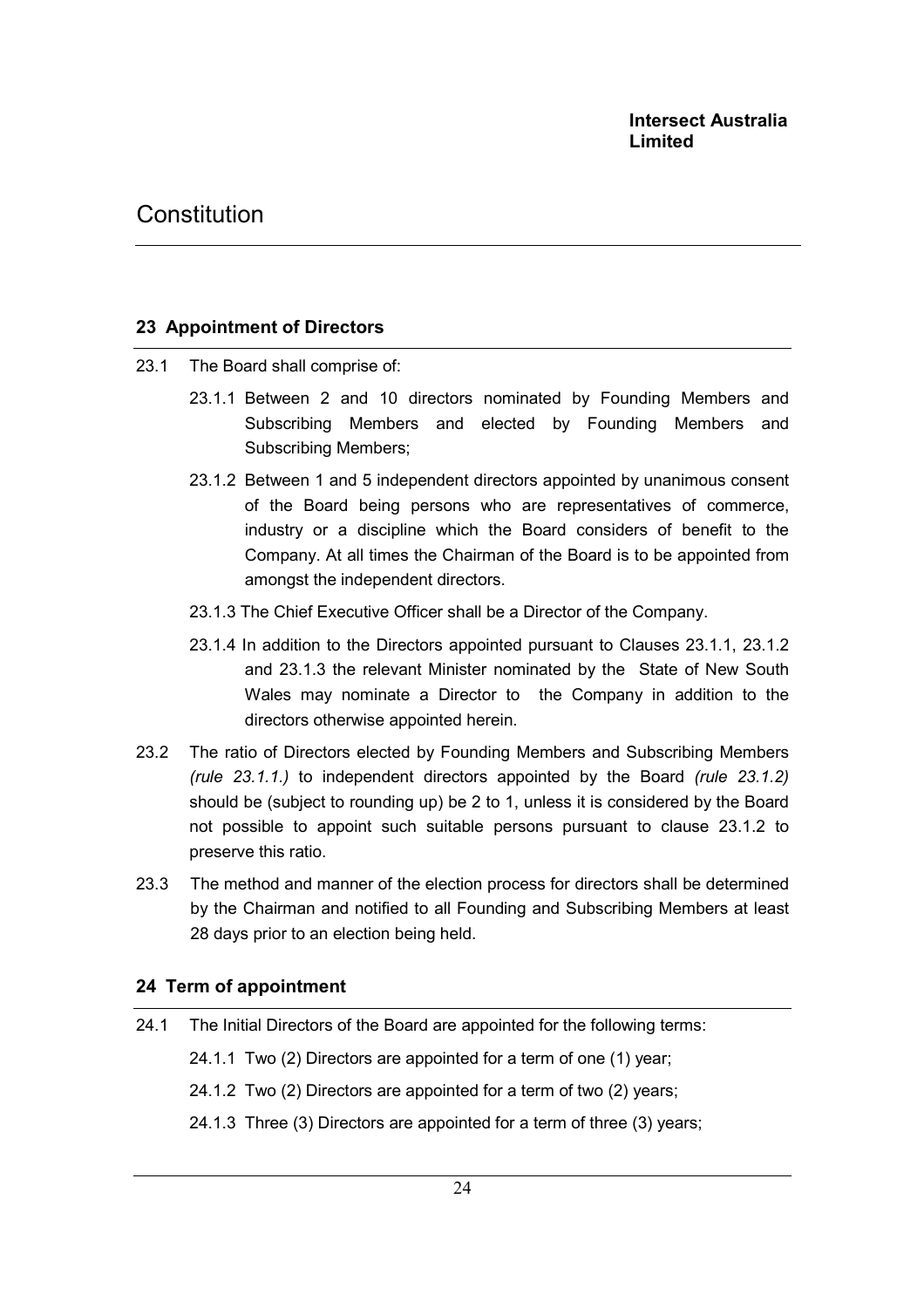## 23 Appointment of Directors

23.1 The Board shall comprise of:

23.1.1 Between 2 and 10 directors nominated by Founding Members and Subscribing Members and elected by Founding Members and Subscribing Members;

23.1.2 Between 1 and 5 independent directors appointed by unanimous consent of the Board being persons who are representatives of commerce, industry or a discipline which the Board considers of benefit to the Company. At all times the Chairman of the Board is to be appointed from amongst the independent directors.

23.1.3 The Chief Executive Officer shall be a Director of the Company.

23.1.4 In addition to the Directors appointed pursuant to Clauses 23.1.1, 23.1.2 and 23.1.3 the relevant Minister nominated by the State of New South Wales may nominate a Director to the Company in addition to the directors otherwise appointed herein.

23.2 The ratio of Directors elected by Founding Members and Subscribing Members *(rule 23.1.1.)* to independent directors appointed by the Board *(rule 23.1.2)* should be (subject to rounding up) be 2 to 1, unless it is considered by the Board not possible to appoint such suitable persons pursuant to clause 23.1.2 to preserve this ratio.

23.3 The method and manner of the election process for directors shall be determined by the Chairman and notified to all Founding and Subscribing Members at least 28 days prior to an election being held.

## 24 Term of appointment

24.1 The Initial Directors of the Board are appointed for the following terms:

24.1.1 Two (2) Directors are appointed for a term of one (1) year;

24.1.2 Two (2) Directors are appointed for a term of two (2) years;

24.1.3 Three (3) Directors are appointed for a term of three (3) years;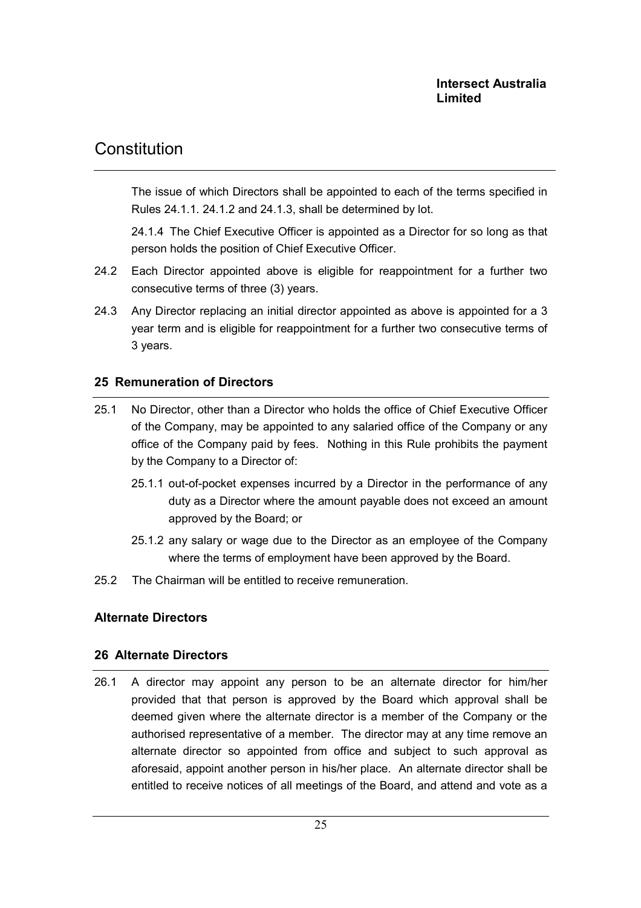The issue of which Directors shall be appointed to each of the terms specified in Rules 24.1.1. 24.1.2 and 24.1.3, shall be determined by lot.

24.1.4 The Chief Executive Officer is appointed as a Director for so long as that person holds the position of Chief Executive Officer.

24.2 Each Director appointed above is eligible for reappointment for a further two consecutive terms of three (3) years.

24.3 Any Director replacing an initial director appointed as above is appointed for a 3 year term and is eligible for reappointment for a further two consecutive terms of 3 years.

## 25 Remuneration of Directors

25.1 No Director, other than a Director who holds the office of Chief Executive Officer of the Company, may be appointed to any salaried office of the Company or any office of the Company paid by fees. Nothing in this Rule prohibits the payment by the Company to a Director of:

25.1.1 out-of-pocket expenses incurred by a Director in the performance of any duty as a Director where the amount payable does not exceed an amount approved by the Board; or

25.1.2 any salary or wage due to the Director as an employee of the Company where the terms of employment have been approved by the Board.

25.2 The Chairman will be entitled to receive remuneration.

## Alternate Directors

## 26 Alternate Directors

26.1 A director may appoint any person to be an alternate director for him/her provided that that person is approved by the Board which approval shall be deemed given where the alternate director is a member of the Company or the authorised representative of a member. The director may at any time remove an alternate director so appointed from office and subject to such approval as aforesaid, appoint another person in his/her place. An alternate director shall be entitled to receive notices of all meetings of the Board, and attend and vote as a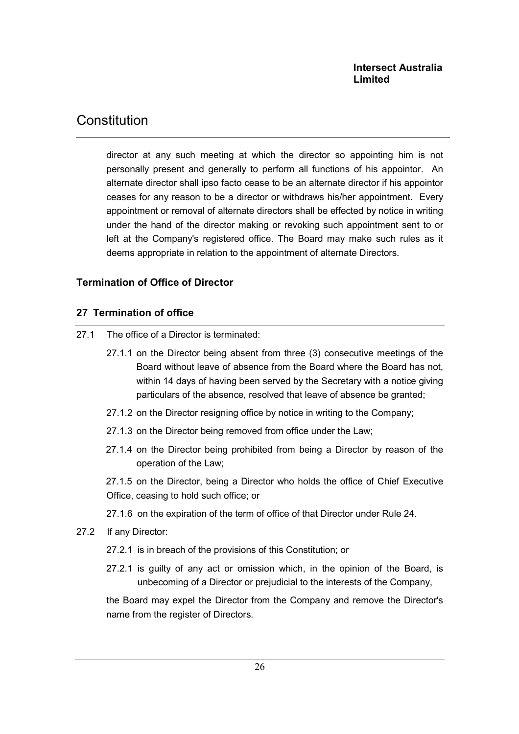director at any such meeting at which the director so appointing him is not personally present and generally to perform all functions of his appointor. An alternate director shall ipso facto cease to be an alternate director if his appointor ceases for any reason to be a director or withdraws his/her appointment. Every appointment or removal of alternate directors shall be effected by notice in writing under the hand of the director making or revoking such appointment sent to or left at the Company's registered office. The Board may make such rules as it deems appropriate in relation to the appointment of alternate Directors.

### Termination of Office of Director

## 27 Termination of office

27.1 The office of a Director is terminated:

27.1.1 on the Director being absent from three (3) consecutive meetings of the Board without leave of absence from the Board where the Board has not, within 14 days of having been served by the Secretary with a notice giving particulars of the absence, resolved that leave of absence be granted;

27.1.2 on the Director resigning office by notice in writing to the Company;

27.1.3 on the Director being removed from office under the Law;

27.1.4 on the Director being prohibited from being a Director by reason of the operation of the Law;

27.1.5 on the Director, being a Director who holds the office of Chief Executive Office, ceasing to hold such office; or

27.1.6 on the expiration of the term of office of that Director under Rule 24.

27.2 If any Director:

27.2.1 is in breach of the provisions of this Constitution; or

27.2.1 is guilty of any act or omission which, in the opinion of the Board, is unbecoming of a Director or prejudicial to the interests of the Company,

the Board may expel the Director from the Company and remove the Director's name from the register of Directors.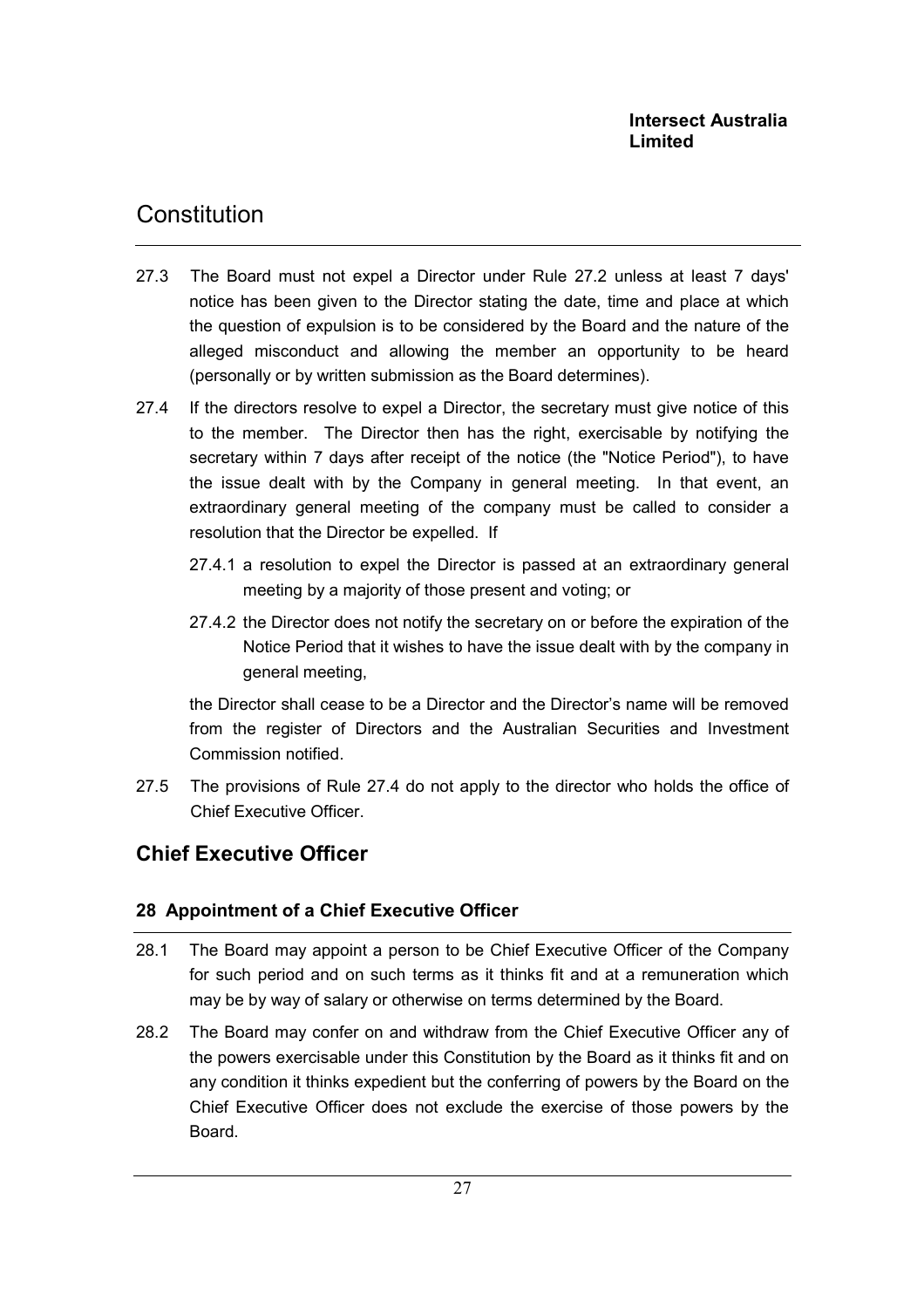27.3 The Board must not expel a Director under Rule 27.2 unless at least 7 days' notice has been given to the Director stating the date, time and place at which the question of expulsion is to be considered by the Board and the nature of the alleged misconduct and allowing the member an opportunity to be heard (personally or by written submission as the Board determines).

27.4 If the directors resolve to expel a Director, the secretary must give notice of this to the member. The Director then has the right, exercisable by notifying the secretary within 7 days after receipt of the notice (the "Notice Period"), to have the issue dealt with by the Company in general meeting. In that event, an extraordinary general meeting of the company must be called to consider a resolution that the Director be expelled. If

27.4.1 a resolution to expel the Director is passed at an extraordinary general meeting by a majority of those present and voting; or

27.4.2 the Director does not notify the secretary on or before the expiration of the Notice Period that it wishes to have the issue dealt with by the company in general meeting,

the Director shall cease to be a Director and the Director's name will be removed from the register of Directors and the Australian Securities and Investment Commission notified.

27.5 The provisions of Rule 27.4 do not apply to the director who holds the office of Chief Executive Officer.

## Chief Executive Officer

### 28 Appointment of a Chief Executive Officer

28.1 The Board may appoint a person to be Chief Executive Officer of the Company for such period and on such terms as it thinks fit and at a remuneration which may be by way of salary or otherwise on terms determined by the Board.

28.2 The Board may confer on and withdraw from the Chief Executive Officer any of the powers exercisable under this Constitution by the Board as it thinks fit and on any condition it thinks expedient but the conferring of powers by the Board on the Chief Executive Officer does not exclude the exercise of those powers by the Board.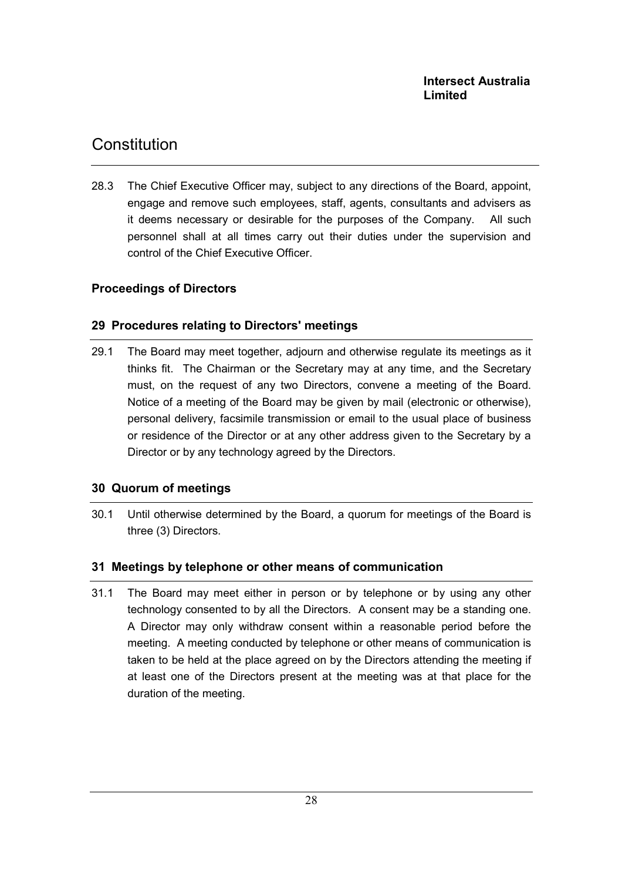28.3 The Chief Executive Officer may, subject to any directions of the Board, appoint, engage and remove such employees, staff, agents, consultants and advisers as it deems necessary or desirable for the purposes of the Company. All such personnel shall at all times carry out their duties under the supervision and control of the Chief Executive Officer.

### Proceedings of Directors

## 29 Procedures relating to Directors' meetings

29.1 The Board may meet together, adjourn and otherwise regulate its meetings as it thinks fit. The Chairman or the Secretary may at any time, and the Secretary must, on the request of any two Directors, convene a meeting of the Board. Notice of a meeting of the Board may be given by mail (electronic or otherwise), personal delivery, facsimile transmission or email to the usual place of business or residence of the Director or at any other address given to the Secretary by a Director or by any technology agreed by the Directors.

## 30 Quorum of meetings

30.1 Until otherwise determined by the Board, a quorum for meetings of the Board is three (3) Directors.

## 31 Meetings by telephone or other means of communication

31.1 The Board may meet either in person or by telephone or by using any other technology consented to by all the Directors. A consent may be a standing one. A Director may only withdraw consent within a reasonable period before the meeting. A meeting conducted by telephone or other means of communication is taken to be held at the place agreed on by the Directors attending the meeting if at least one of the Directors present at the meeting was at that place for the duration of the meeting.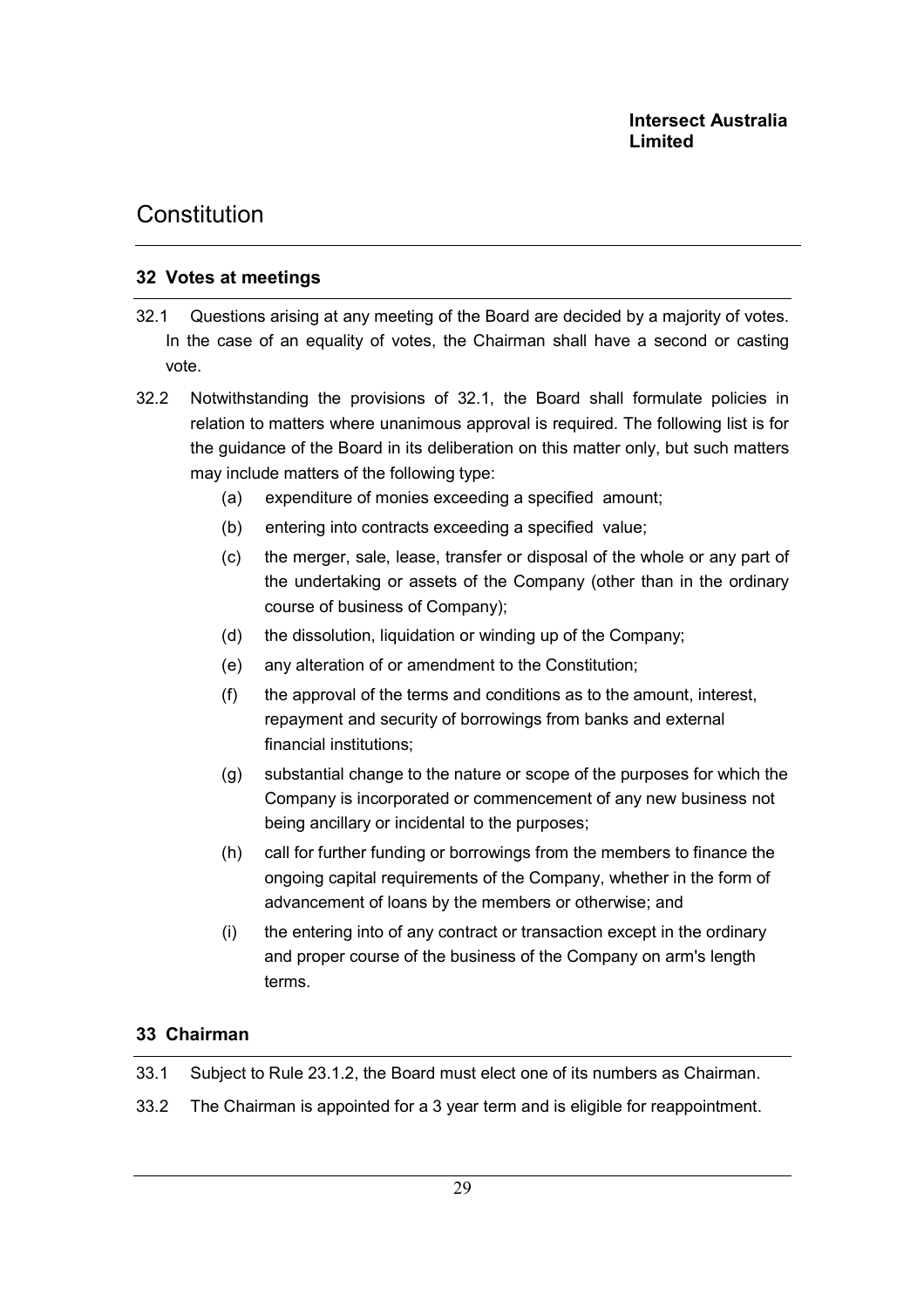## 32 Votes at meetings

32.1 Questions arising at any meeting of the Board are decided by a majority of votes. In the case of an equality of votes, the Chairman shall have a second or casting vote.

32.2 Notwithstanding the provisions of 32.1, the Board shall formulate policies in relation to matters where unanimous approval is required. The following list is for the guidance of the Board in its deliberation on this matter only, but such matters may include matters of the following type:

(a) expenditure of monies exceeding a specified amount;

(b) entering into contracts exceeding a specified value;

(c) the merger, sale, lease, transfer or disposal of the whole or any part of the undertaking or assets of the Company (other than in the ordinary course of business of Company);

(d) the dissolution, liquidation or winding up of the Company;

(e) any alteration of or amendment to the Constitution;

(f) the approval of the terms and conditions as to the amount, interest, repayment and security of borrowings from banks and external financial institutions;

(g) substantial change to the nature or scope of the purposes for which the Company is incorporated or commencement of any new business not being ancillary or incidental to the purposes;

(h) call for further funding or borrowings from the members to finance the ongoing capital requirements of the Company, whether in the form of advancement of loans by the members or otherwise; and

(i) the entering into of any contract or transaction except in the ordinary and proper course of the business of the Company on arm's length terms.

## 33 Chairman

33.1 Subject to Rule 23.1.2, the Board must elect one of its numbers as Chairman.

33.2 The Chairman is appointed for a 3 year term and is eligible for reappointment.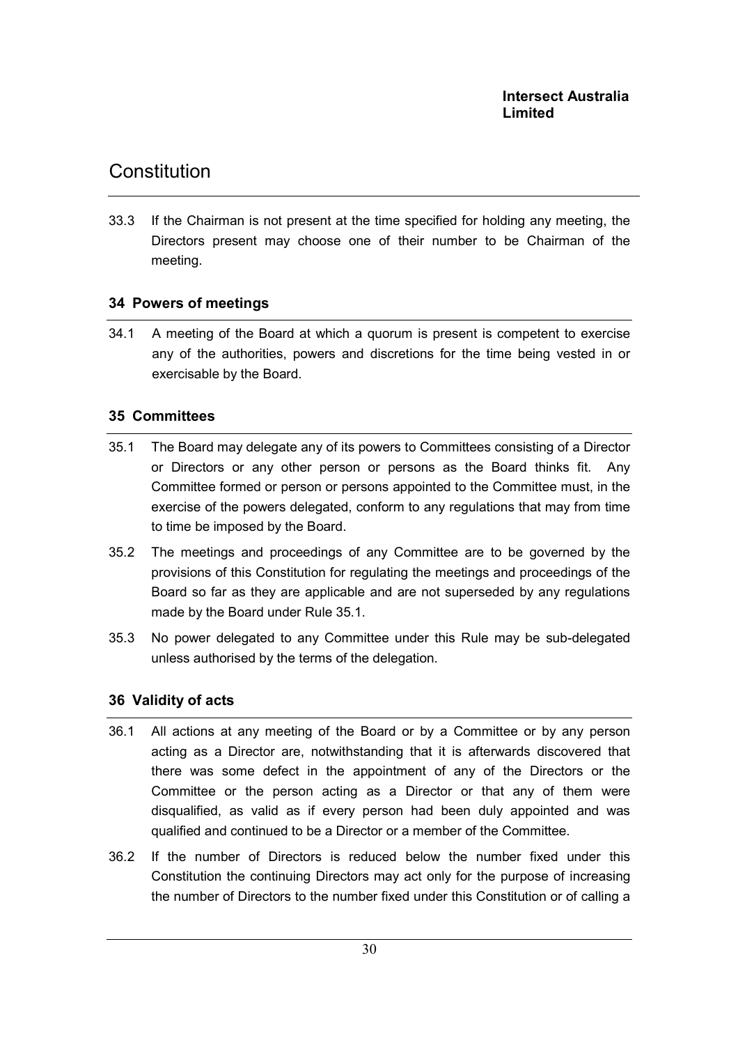33.3 If the Chairman is not present at the time specified for holding any meeting, the Directors present may choose one of their number to be Chairman of the meeting.

## 34 Powers of meetings

34.1 A meeting of the Board at which a quorum is present is competent to exercise any of the authorities, powers and discretions for the time being vested in or exercisable by the Board.

## 35 Committees

35.1 The Board may delegate any of its powers to Committees consisting of a Director or Directors or any other person or persons as the Board thinks fit. Any Committee formed or person or persons appointed to the Committee must, in the exercise of the powers delegated, conform to any regulations that may from time to time be imposed by the Board.

35.2 The meetings and proceedings of any Committee are to be governed by the provisions of this Constitution for regulating the meetings and proceedings of the Board so far as they are applicable and are not superseded by any regulations made by the Board under Rule 35.1.

35.3 No power delegated to any Committee under this Rule may be sub-delegated unless authorised by the terms of the delegation.

## 36 Validity of acts

36.1 All actions at any meeting of the Board or by a Committee or by any person acting as a Director are, notwithstanding that it is afterwards discovered that there was some defect in the appointment of any of the Directors or the Committee or the person acting as a Director or that any of them were disqualified, as valid as if every person had been duly appointed and was qualified and continued to be a Director or a member of the Committee.

36.2 If the number of Directors is reduced below the number fixed under this Constitution the continuing Directors may act only for the purpose of increasing the number of Directors to the number fixed under this Constitution or of calling a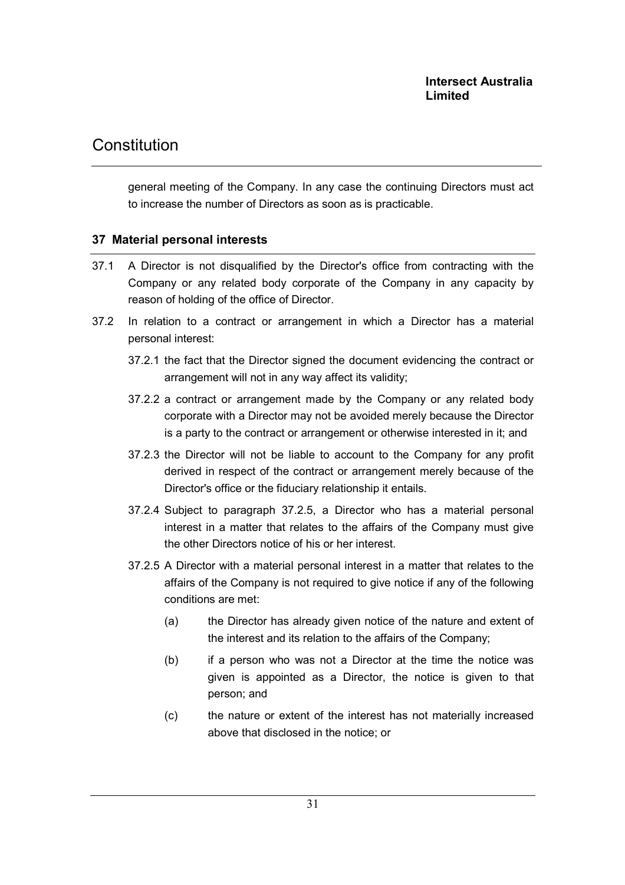general meeting of the Company. In any case the continuing Directors must act to increase the number of Directors as soon as is practicable.

## 37 Material personal interests

37.1 A Director is not disqualified by the Director's office from contracting with the Company or any related body corporate of the Company in any capacity by reason of holding of the office of Director.

37.2 In relation to a contract or arrangement in which a Director has a material personal interest:

37.2.1 the fact that the Director signed the document evidencing the contract or arrangement will not in any way affect its validity;

37.2.2 a contract or arrangement made by the Company or any related body corporate with a Director may not be avoided merely because the Director is a party to the contract or arrangement or otherwise interested in it; and

37.2.3 the Director will not be liable to account to the Company for any profit derived in respect of the contract or arrangement merely because of the Director's office or the fiduciary relationship it entails.

37.2.4 Subject to paragraph 37.2.5, a Director who has a material personal interest in a matter that relates to the affairs of the Company must give the other Directors notice of his or her interest.

37.2.5 A Director with a material personal interest in a matter that relates to the affairs of the Company is not required to give notice if any of the following conditions are met:

(a) the Director has already given notice of the nature and extent of the interest and its relation to the affairs of the Company;

(b) if a person who was not a Director at the time the notice was given is appointed as a Director, the notice is given to that person; and

(c) the nature or extent of the interest has not materially increased above that disclosed in the notice; or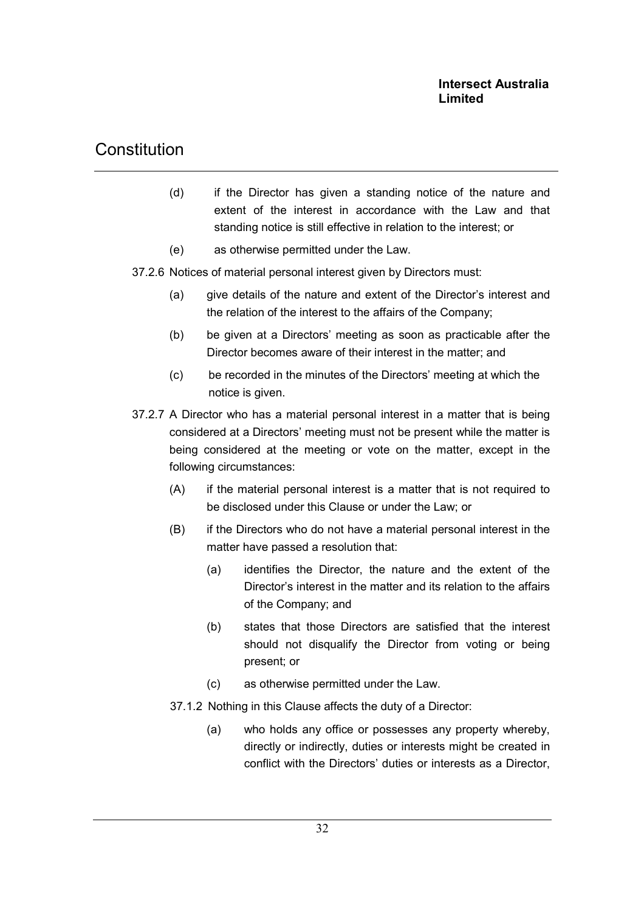(d) if the Director has given a standing notice of the nature and extent of the interest in accordance with the Law and that standing notice is still effective in relation to the interest; or

(e) as otherwise permitted under the Law.

37.2.6 Notices of material personal interest given by Directors must:

(a) give details of the nature and extent of the Director's interest and the relation of the interest to the affairs of the Company;

(b) be given at a Directors' meeting as soon as practicable after the Director becomes aware of their interest in the matter; and

(c) be recorded in the minutes of the Directors' meeting at which the notice is given.

37.2.7 A Director who has a material personal interest in a matter that is being considered at a Directors' meeting must not be present while the matter is being considered at the meeting or vote on the matter, except in the following circumstances:

(A) if the material personal interest is a matter that is not required to be disclosed under this Clause or under the Law; or

(B) if the Directors who do not have a material personal interest in the matter have passed a resolution that:

(a) identifies the Director, the nature and the extent of the Director's interest in the matter and its relation to the affairs of the Company; and

(b) states that those Directors are satisfied that the interest should not disqualify the Director from voting or being present; or

(c) as otherwise permitted under the Law.

37.1.2 Nothing in this Clause affects the duty of a Director:

(a) who holds any office or possesses any property whereby, directly or indirectly, duties or interests might be created in conflict with the Directors' duties or interests as a Director,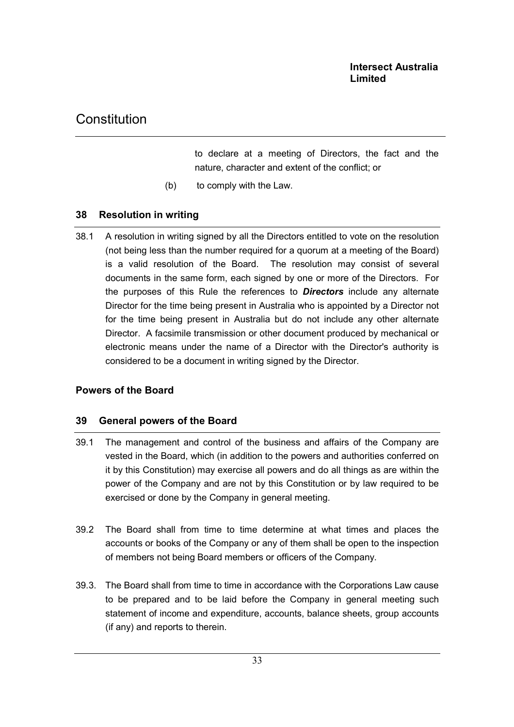to declare at a meeting of Directors, the fact and the nature, character and extent of the conflict; or

(b) to comply with the Law.

## 38 Resolution in writing

38.1 A resolution in writing signed by all the Directors entitled to vote on the resolution (not being less than the number required for a quorum at a meeting of the Board) is a valid resolution of the Board. The resolution may consist of several documents in the same form, each signed by one or more of the Directors. For the purposes of this Rule the references to ***Directors*** include any alternate Director for the time being present in Australia who is appointed by a Director not for the time being present in Australia but do not include any other alternate Director. A facsimile transmission or other document produced by mechanical or electronic means under the name of a Director with the Director's authority is considered to be a document in writing signed by the Director.

## Powers of the Board

## 39 General powers of the Board

39.1 The management and control of the business and affairs of the Company are vested in the Board, which (in addition to the powers and authorities conferred on it by this Constitution) may exercise all powers and do all things as are within the power of the Company and are not by this Constitution or by law required to be exercised or done by the Company in general meeting.

39.2 The Board shall from time to time determine at what times and places the accounts or books of the Company or any of them shall be open to the inspection of members not being Board members or officers of the Company.

39.3. The Board shall from time to time in accordance with the Corporations Law cause to be prepared and to be laid before the Company in general meeting such statement of income and expenditure, accounts, balance sheets, group accounts (if any) and reports to therein.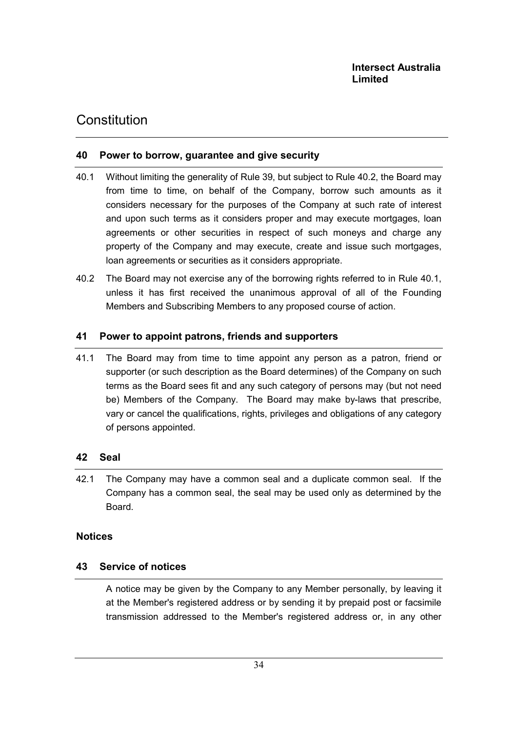## 40 Power to borrow, guarantee and give security

40.1 Without limiting the generality of Rule 39, but subject to Rule 40.2, the Board may from time to time, on behalf of the Company, borrow such amounts as it considers necessary for the purposes of the Company at such rate of interest and upon such terms as it considers proper and may execute mortgages, loan agreements or other securities in respect of such moneys and charge any property of the Company and may execute, create and issue such mortgages, loan agreements or securities as it considers appropriate.

40.2 The Board may not exercise any of the borrowing rights referred to in Rule 40.1, unless it has first received the unanimous approval of all of the Founding Members and Subscribing Members to any proposed course of action.

## 41 Power to appoint patrons, friends and supporters

41.1 The Board may from time to time appoint any person as a patron, friend or supporter (or such description as the Board determines) of the Company on such terms as the Board sees fit and any such category of persons may (but not need be) Members of the Company. The Board may make by-laws that prescribe, vary or cancel the qualifications, rights, privileges and obligations of any category of persons appointed.

## 42 Seal

42.1 The Company may have a common seal and a duplicate common seal. If the Company has a common seal, the seal may be used only as determined by the Board.

**Notices**

## 43 Service of notices

A notice may be given by the Company to any Member personally, by leaving it at the Member's registered address or by sending it by prepaid post or facsimile transmission addressed to the Member's registered address or, in any other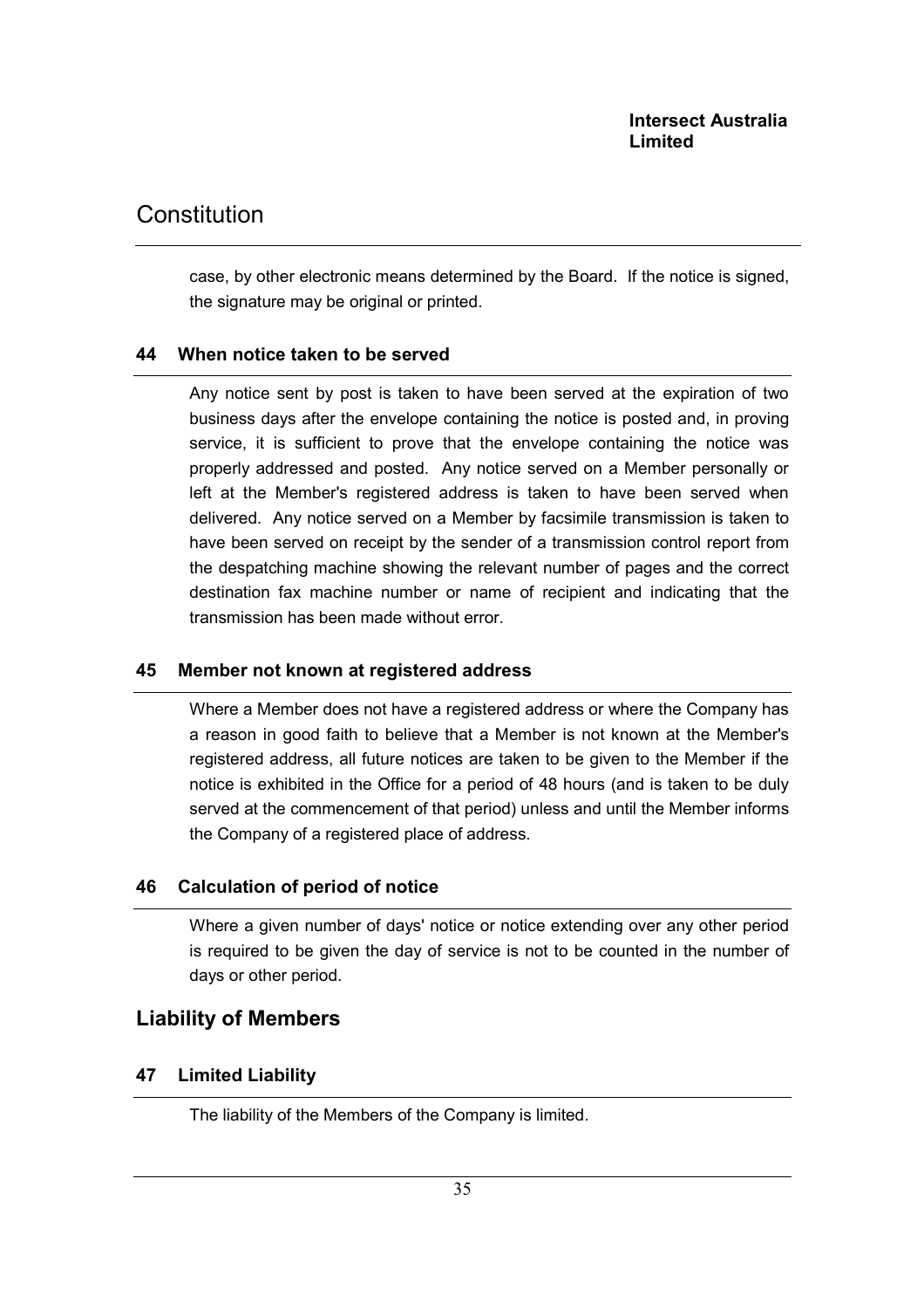case, by other electronic means determined by the Board. If the notice is signed, the signature may be original or printed.

### 44 When notice taken to be served

Any notice sent by post is taken to have been served at the expiration of two business days after the envelope containing the notice is posted and, in proving service, it is sufficient to prove that the envelope containing the notice was properly addressed and posted. Any notice served on a Member personally or left at the Member's registered address is taken to have been served when delivered. Any notice served on a Member by facsimile transmission is taken to have been served on receipt by the sender of a transmission control report from the despatching machine showing the relevant number of pages and the correct destination fax machine number or name of recipient and indicating that the transmission has been made without error.

### 45 Member not known at registered address

Where a Member does not have a registered address or where the Company has a reason in good faith to believe that a Member is not known at the Member's registered address, all future notices are taken to be given to the Member if the notice is exhibited in the Office for a period of 48 hours (and is taken to be duly served at the commencement of that period) unless and until the Member informs the Company of a registered place of address.

### 46 Calculation of period of notice

Where a given number of days' notice or notice extending over any other period is required to be given the day of service is not to be counted in the number of days or other period.

## Liability of Members

### 47 Limited Liability

The liability of the Members of the Company is limited.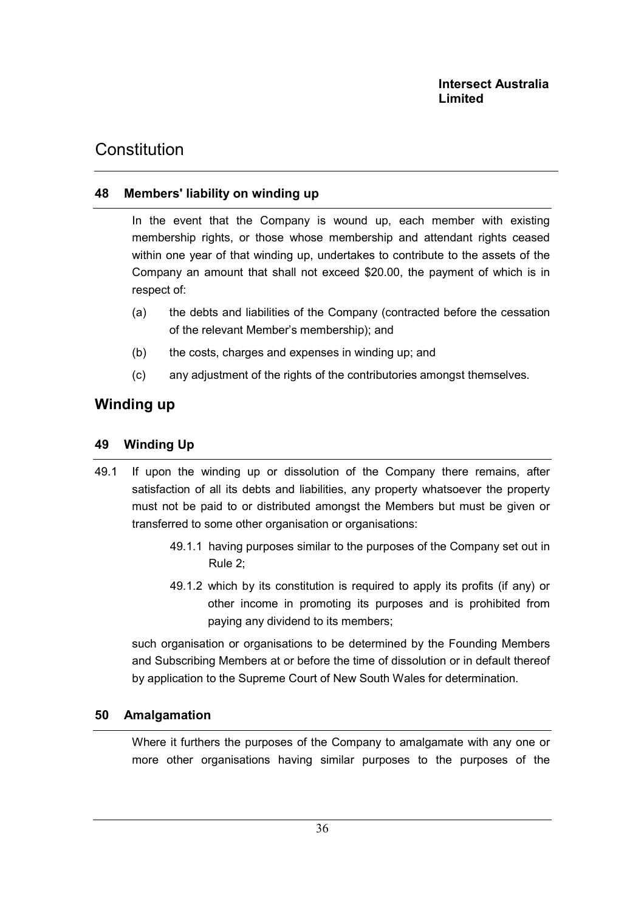## 48 Members' liability on winding up

In the event that the Company is wound up, each member with existing membership rights, or those whose membership and attendant rights ceased within one year of that winding up, undertakes to contribute to the assets of the Company an amount that shall not exceed $20.00, the payment of which is in respect of:

(a) the debts and liabilities of the Company (contracted before the cessation of the relevant Member's membership); and

(b) the costs, charges and expenses in winding up; and

(c) any adjustment of the rights of the contributories amongst themselves.

# Winding up

## 49 Winding Up

49.1 If upon the winding up or dissolution of the Company there remains, after satisfaction of all its debts and liabilities, any property whatsoever the property must not be paid to or distributed amongst the Members but must be given or transferred to some other organisation or organisations:

49.1.1 having purposes similar to the purposes of the Company set out in Rule 2;

49.1.2 which by its constitution is required to apply its profits (if any) or other income in promoting its purposes and is prohibited from paying any dividend to its members;

such organisation or organisations to be determined by the Founding Members and Subscribing Members at or before the time of dissolution or in default thereof by application to the Supreme Court of New South Wales for determination.

## 50 Amalgamation

Where it furthers the purposes of the Company to amalgamate with any one or more other organisations having similar purposes to the purposes of the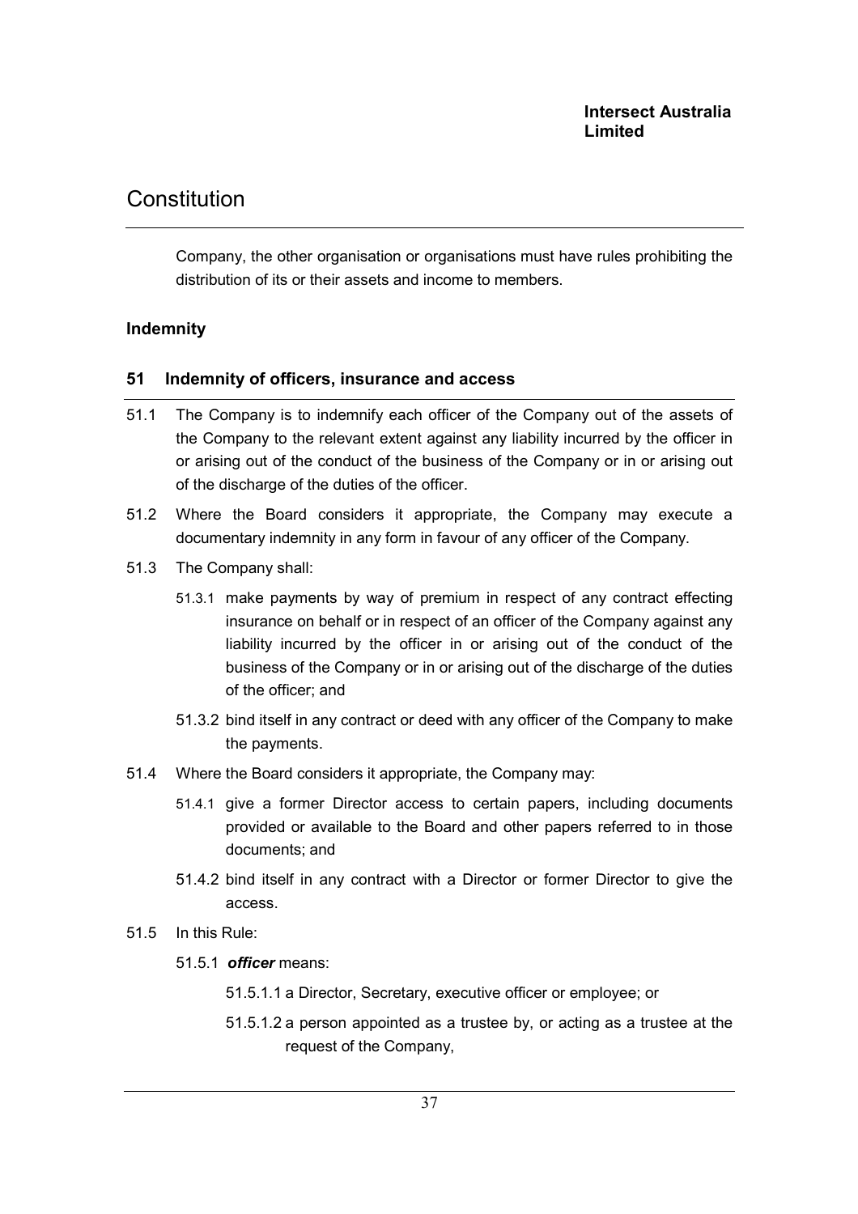Company, the other organisation or organisations must have rules prohibiting the distribution of its or their assets and income to members.

## Indemnity

### 51 Indemnity of officers, insurance and access

51.1 The Company is to indemnify each officer of the Company out of the assets of the Company to the relevant extent against any liability incurred by the officer in or arising out of the conduct of the business of the Company or in or arising out of the discharge of the duties of the officer.

51.2 Where the Board considers it appropriate, the Company may execute a documentary indemnity in any form in favour of any officer of the Company.

51.3 The Company shall:

51.3.1 make payments by way of premium in respect of any contract effecting insurance on behalf or in respect of an officer of the Company against any liability incurred by the officer in or arising out of the conduct of the business of the Company or in or arising out of the discharge of the duties of the officer; and

51.3.2 bind itself in any contract or deed with any officer of the Company to make the payments.

51.4 Where the Board considers it appropriate, the Company may:

51.4.1 give a former Director access to certain papers, including documents provided or available to the Board and other papers referred to in those documents; and

51.4.2 bind itself in any contract with a Director or former Director to give the access.

51.5 In this Rule:

51.5.1 ***officer*** means:

51.5.1.1 a Director, Secretary, executive officer or employee; or

51.5.1.2 a person appointed as a trustee by, or acting as a trustee at the request of the Company,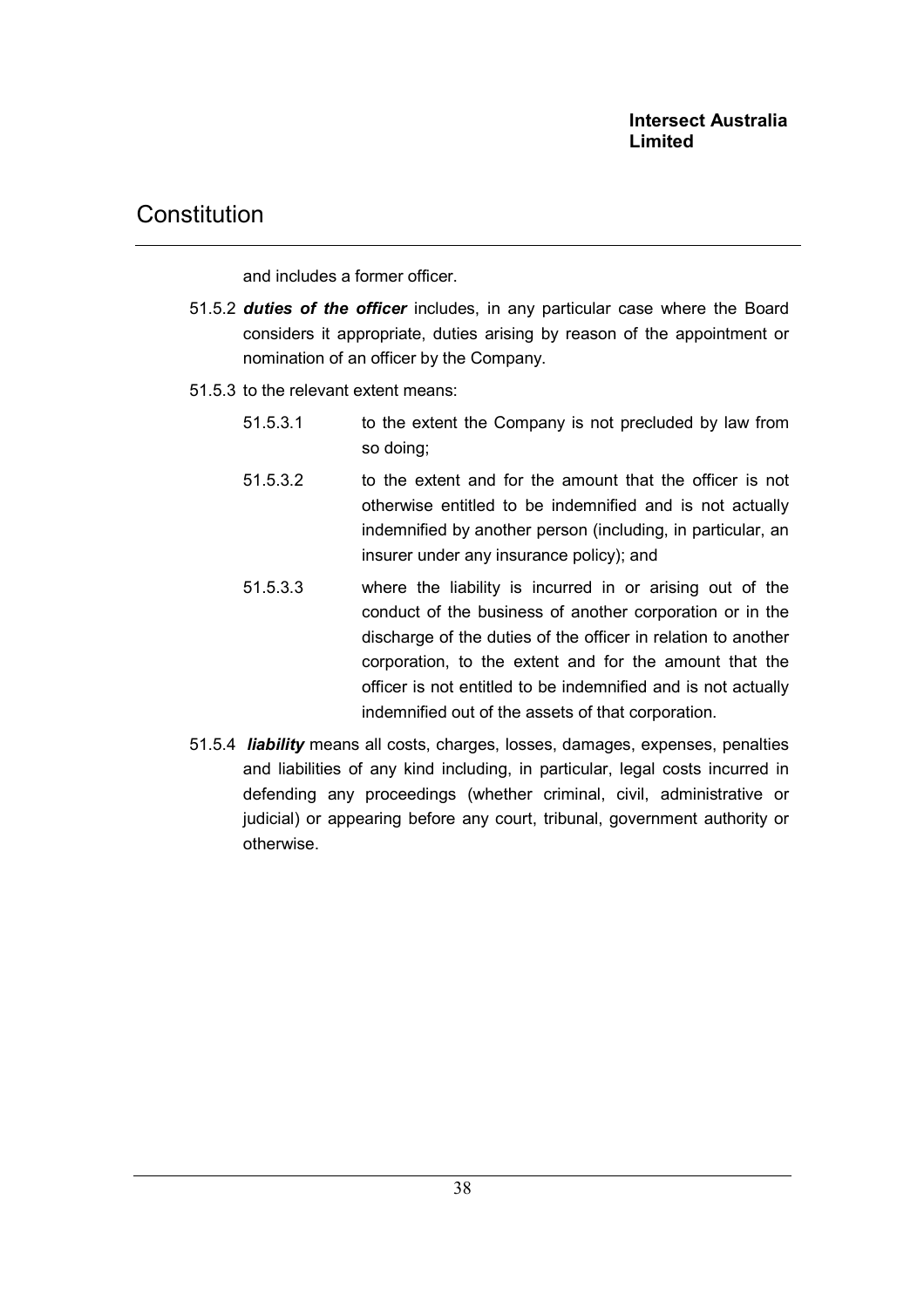and includes a former officer.

51.5.2 ***duties of the officer*** includes, in any particular case where the Board considers it appropriate, duties arising by reason of the appointment or nomination of an officer by the Company.

51.5.3 to the relevant extent means:

51.5.3.1 to the extent the Company is not precluded by law from so doing;

51.5.3.2 to the extent and for the amount that the officer is not otherwise entitled to be indemnified and is not actually indemnified by another person (including, in particular, an insurer under any insurance policy); and

51.5.3.3 where the liability is incurred in or arising out of the conduct of the business of another corporation or in the discharge of the duties of the officer in relation to another corporation, to the extent and for the amount that the officer is not entitled to be indemnified and is not actually indemnified out of the assets of that corporation.

51.5.4 ***liability*** means all costs, charges, losses, damages, expenses, penalties and liabilities of any kind including, in particular, legal costs incurred in defending any proceedings (whether criminal, civil, administrative or judicial) or appearing before any court, tribunal, government authority or otherwise.